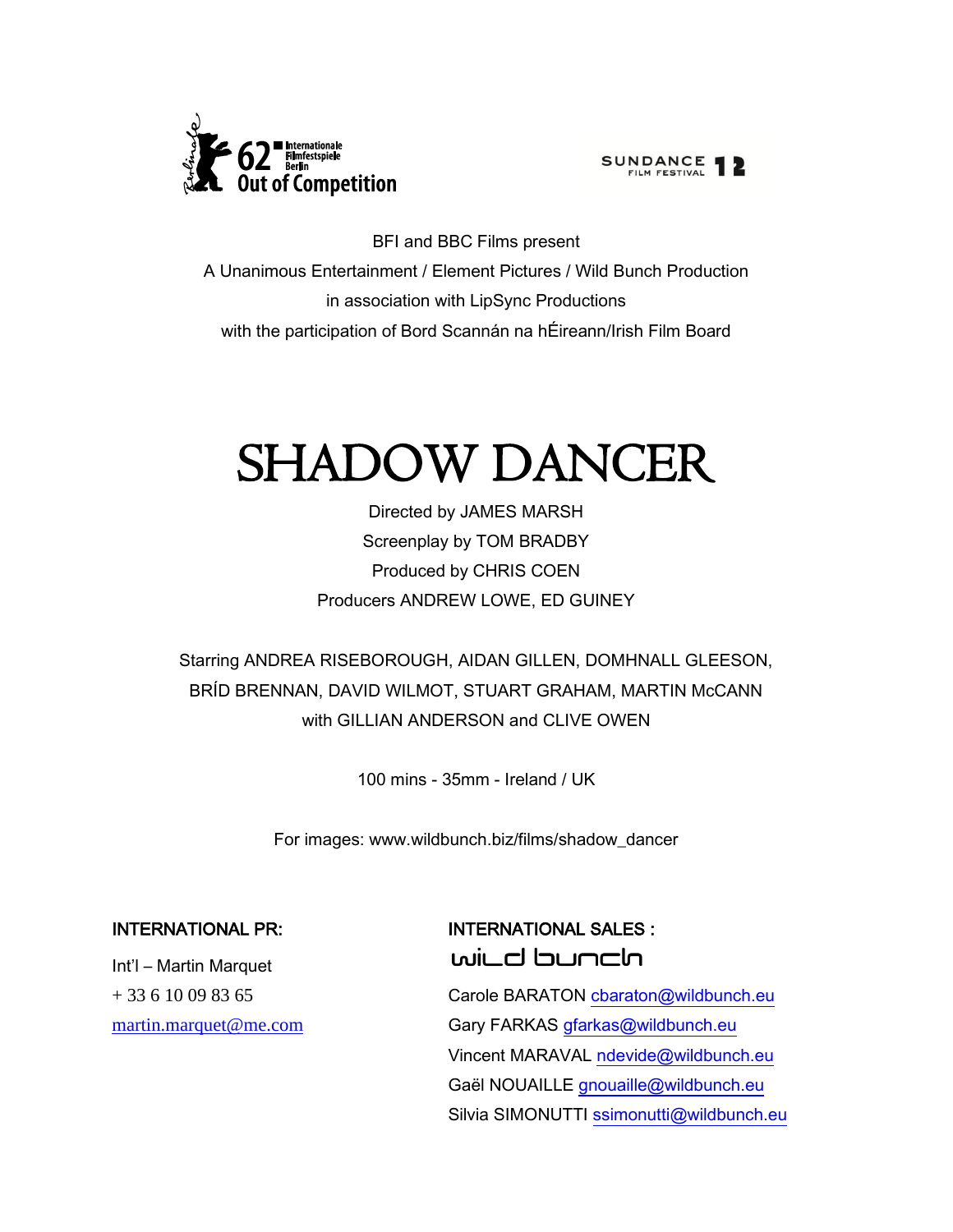62 Internationale Filmfestspiele Berlin
Out of Competition

SUNDANCE FILM FESTIVAL 12

BFI and BBC Films present

A Unanimous Entertainment / Element Pictures / Wild Bunch Production

in association with LipSync Productions

with the participation of Bord Scannán na hÉireann/Irish Film Board

# SHADOW DANCER

Directed by JAMES MARSH

Screenplay by TOM BRADBY

Produced by CHRIS COEN

Producers ANDREW LOWE, ED GUINEY

Starring ANDREA RISEBOROUGH, AIDAN GILLEN, DOMHNALL GLEESON, BRÍD BRENNAN, DAVID WILMOT, STUART GRAHAM, MARTIN McCANN with GILLIAN ANDERSON and CLIVE OWEN

100 mins - 35mm - Ireland / UK

For images: www.wildbunch.biz/films/shadow_dancer

**INTERNATIONAL PR:**

Int'l – Martin Marquet

+ 33 6 10 09 83 65

martin.marquet@me.com

**INTERNATIONAL SALES :**

wild bunch

Carole BARATON cbaraton@wildbunch.eu

Gary FARKAS gfarkas@wildbunch.eu

Vincent MARAVAL ndevide@wildbunch.eu

Gaël NOUAILLE gnouaille@wildbunch.eu

Silvia SIMONUTTI ssimonutti@wildbunch.eu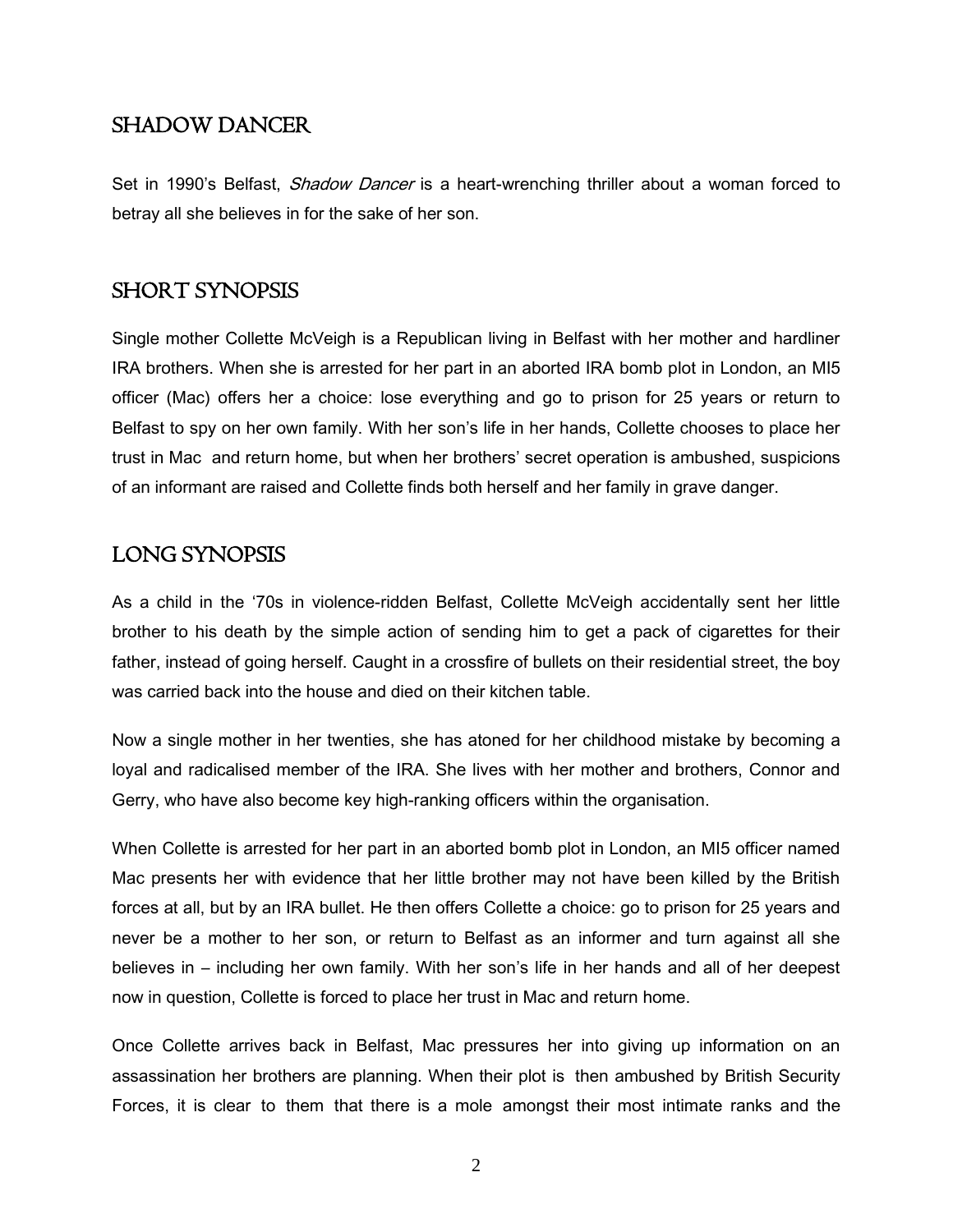## SHADOW DANCER

Set in 1990's Belfast, *Shadow Dancer* is a heart-wrenching thriller about a woman forced to betray all she believes in for the sake of her son.

## SHORT SYNOPSIS

Single mother Collette McVeigh is a Republican living in Belfast with her mother and hardliner IRA brothers. When she is arrested for her part in an aborted IRA bomb plot in London, an MI5 officer (Mac) offers her a choice: lose everything and go to prison for 25 years or return to Belfast to spy on her own family. With her son's life in her hands, Collette chooses to place her trust in Mac and return home, but when her brothers' secret operation is ambushed, suspicions of an informant are raised and Collette finds both herself and her family in grave danger.

## LONG SYNOPSIS

As a child in the '70s in violence-ridden Belfast, Collette McVeigh accidentally sent her little brother to his death by the simple action of sending him to get a pack of cigarettes for their father, instead of going herself. Caught in a crossfire of bullets on their residential street, the boy was carried back into the house and died on their kitchen table.

Now a single mother in her twenties, she has atoned for her childhood mistake by becoming a loyal and radicalised member of the IRA. She lives with her mother and brothers, Connor and Gerry, who have also become key high-ranking officers within the organisation.

When Collette is arrested for her part in an aborted bomb plot in London, an MI5 officer named Mac presents her with evidence that her little brother may not have been killed by the British forces at all, but by an IRA bullet. He then offers Collette a choice: go to prison for 25 years and never be a mother to her son, or return to Belfast as an informer and turn against all she believes in – including her own family. With her son's life in her hands and all of her deepest now in question, Collette is forced to place her trust in Mac and return home.

Once Collette arrives back in Belfast, Mac pressures her into giving up information on an assassination her brothers are planning. When their plot is then ambushed by British Security Forces, it is clear to them that there is a mole amongst their most intimate ranks and the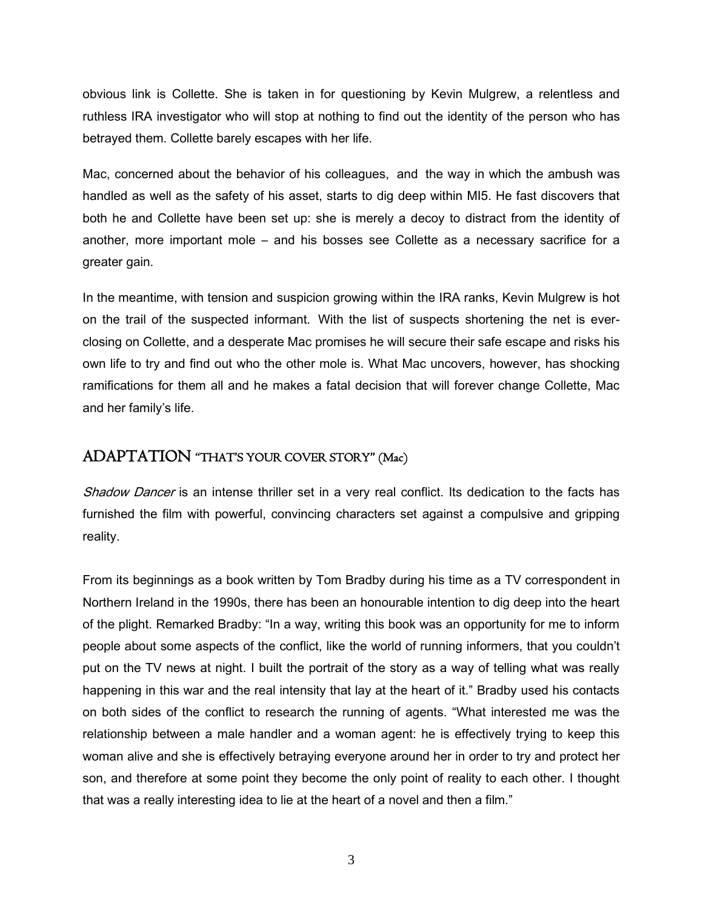obvious link is Collette. She is taken in for questioning by Kevin Mulgrew, a relentless and ruthless IRA investigator who will stop at nothing to find out the identity of the person who has betrayed them. Collette barely escapes with her life.

Mac, concerned about the behavior of his colleagues, and the way in which the ambush was handled as well as the safety of his asset, starts to dig deep within MI5. He fast discovers that both he and Collette have been set up: she is merely a decoy to distract from the identity of another, more important mole – and his bosses see Collette as a necessary sacrifice for a greater gain.

In the meantime, with tension and suspicion growing within the IRA ranks, Kevin Mulgrew is hot on the trail of the suspected informant. With the list of suspects shortening the net is ever-closing on Collette, and a desperate Mac promises he will secure their safe escape and risks his own life to try and find out who the other mole is. What Mac uncovers, however, has shocking ramifications for them all and he makes a fatal decision that will forever change Collette, Mac and her family's life.

## ADAPTATION "THAT'S YOUR COVER STORY" (Mac)

*Shadow Dancer* is an intense thriller set in a very real conflict. Its dedication to the facts has furnished the film with powerful, convincing characters set against a compulsive and gripping reality.

From its beginnings as a book written by Tom Bradby during his time as a TV correspondent in Northern Ireland in the 1990s, there has been an honourable intention to dig deep into the heart of the plight. Remarked Bradby: "In a way, writing this book was an opportunity for me to inform people about some aspects of the conflict, like the world of running informers, that you couldn't put on the TV news at night. I built the portrait of the story as a way of telling what was really happening in this war and the real intensity that lay at the heart of it." Bradby used his contacts on both sides of the conflict to research the running of agents. "What interested me was the relationship between a male handler and a woman agent: he is effectively trying to keep this woman alive and she is effectively betraying everyone around her in order to try and protect her son, and therefore at some point they become the only point of reality to each other. I thought that was a really interesting idea to lie at the heart of a novel and then a film."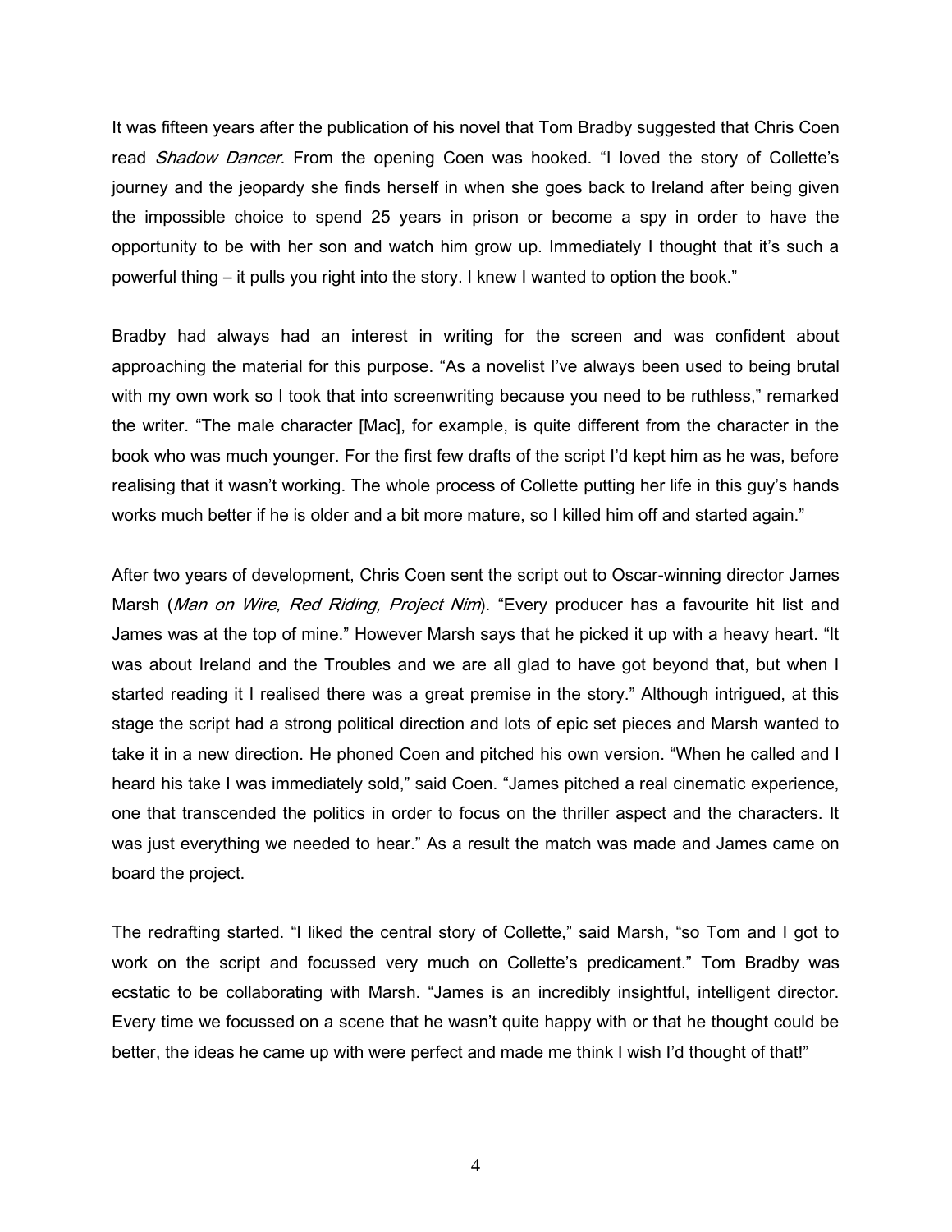It was fifteen years after the publication of his novel that Tom Bradby suggested that Chris Coen read *Shadow Dancer.* From the opening Coen was hooked. "I loved the story of Collette's journey and the jeopardy she finds herself in when she goes back to Ireland after being given the impossible choice to spend 25 years in prison or become a spy in order to have the opportunity to be with her son and watch him grow up. Immediately I thought that it's such a powerful thing – it pulls you right into the story. I knew I wanted to option the book."

Bradby had always had an interest in writing for the screen and was confident about approaching the material for this purpose. "As a novelist I've always been used to being brutal with my own work so I took that into screenwriting because you need to be ruthless," remarked the writer. "The male character [Mac], for example, is quite different from the character in the book who was much younger. For the first few drafts of the script I'd kept him as he was, before realising that it wasn't working. The whole process of Collette putting her life in this guy's hands works much better if he is older and a bit more mature, so I killed him off and started again."

After two years of development, Chris Coen sent the script out to Oscar-winning director James Marsh (*Man on Wire, Red Riding, Project Nim*). "Every producer has a favourite hit list and James was at the top of mine." However Marsh says that he picked it up with a heavy heart. "It was about Ireland and the Troubles and we are all glad to have got beyond that, but when I started reading it I realised there was a great premise in the story." Although intrigued, at this stage the script had a strong political direction and lots of epic set pieces and Marsh wanted to take it in a new direction. He phoned Coen and pitched his own version. "When he called and I heard his take I was immediately sold," said Coen. "James pitched a real cinematic experience, one that transcended the politics in order to focus on the thriller aspect and the characters. It was just everything we needed to hear." As a result the match was made and James came on board the project.

The redrafting started. "I liked the central story of Collette," said Marsh, "so Tom and I got to work on the script and focussed very much on Collette's predicament." Tom Bradby was ecstatic to be collaborating with Marsh. "James is an incredibly insightful, intelligent director. Every time we focussed on a scene that he wasn't quite happy with or that he thought could be better, the ideas he came up with were perfect and made me think I wish I'd thought of that!"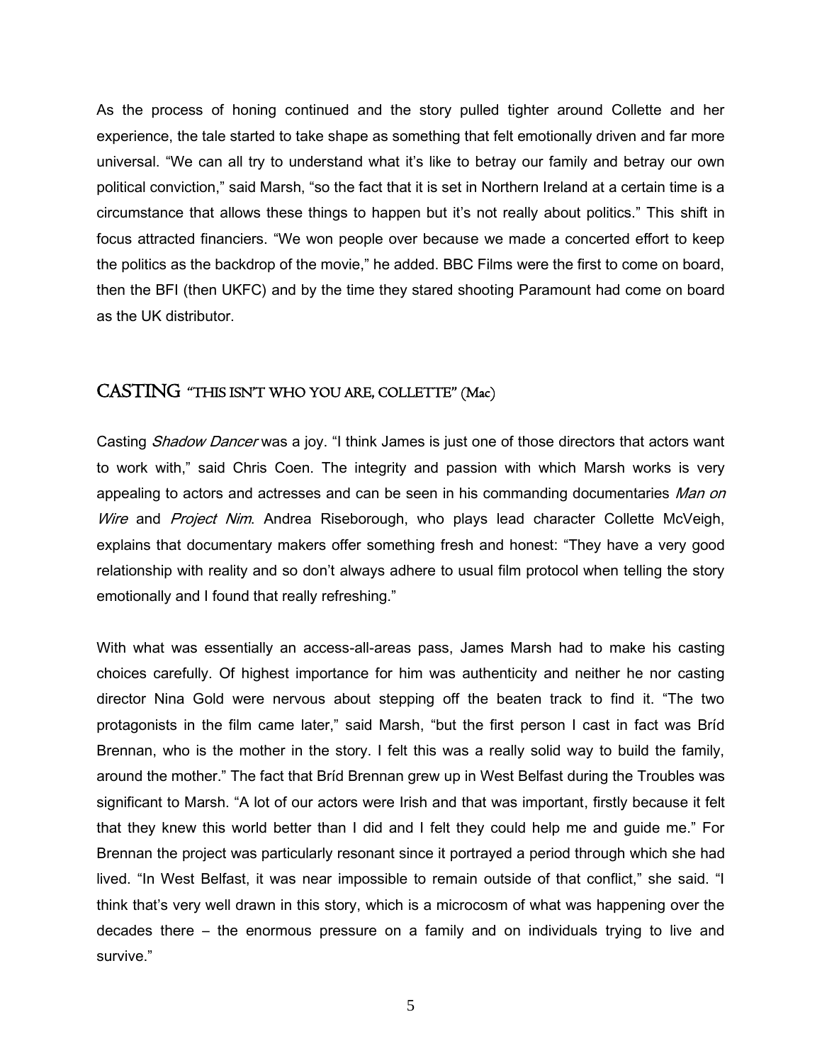As the process of honing continued and the story pulled tighter around Collette and her experience, the tale started to take shape as something that felt emotionally driven and far more universal. "We can all try to understand what it's like to betray our family and betray our own political conviction," said Marsh, "so the fact that it is set in Northern Ireland at a certain time is a circumstance that allows these things to happen but it's not really about politics." This shift in focus attracted financiers. "We won people over because we made a concerted effort to keep the politics as the backdrop of the movie," he added. BBC Films were the first to come on board, then the BFI (then UKFC) and by the time they stared shooting Paramount had come on board as the UK distributor.

## CASTING "THIS ISN'T WHO YOU ARE, COLLETTE" (Mac)

Casting *Shadow Dancer* was a joy. "I think James is just one of those directors that actors want to work with," said Chris Coen. The integrity and passion with which Marsh works is very appealing to actors and actresses and can be seen in his commanding documentaries *Man on Wire* and *Project Nim*. Andrea Riseborough, who plays lead character Collette McVeigh, explains that documentary makers offer something fresh and honest: "They have a very good relationship with reality and so don't always adhere to usual film protocol when telling the story emotionally and I found that really refreshing."

With what was essentially an access-all-areas pass, James Marsh had to make his casting choices carefully. Of highest importance for him was authenticity and neither he nor casting director Nina Gold were nervous about stepping off the beaten track to find it. "The two protagonists in the film came later," said Marsh, "but the first person I cast in fact was Bríd Brennan, who is the mother in the story. I felt this was a really solid way to build the family, around the mother." The fact that Bríd Brennan grew up in West Belfast during the Troubles was significant to Marsh. "A lot of our actors were Irish and that was important, firstly because it felt that they knew this world better than I did and I felt they could help me and guide me." For Brennan the project was particularly resonant since it portrayed a period through which she had lived. "In West Belfast, it was near impossible to remain outside of that conflict," she said. "I think that's very well drawn in this story, which is a microcosm of what was happening over the decades there – the enormous pressure on a family and on individuals trying to live and survive."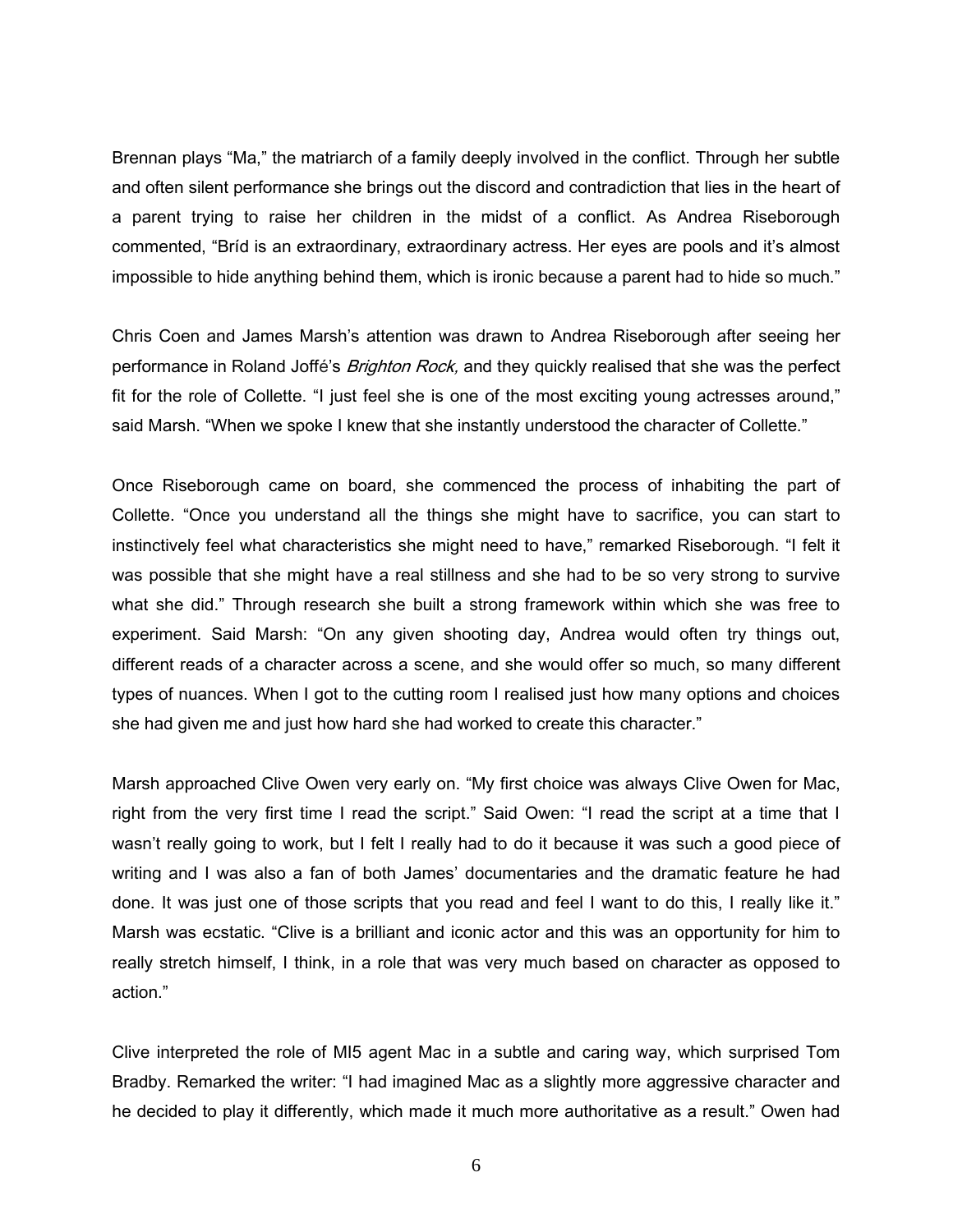Brennan plays "Ma," the matriarch of a family deeply involved in the conflict. Through her subtle and often silent performance she brings out the discord and contradiction that lies in the heart of a parent trying to raise her children in the midst of a conflict. As Andrea Riseborough commented, "Bríd is an extraordinary, extraordinary actress. Her eyes are pools and it's almost impossible to hide anything behind them, which is ironic because a parent had to hide so much."

Chris Coen and James Marsh's attention was drawn to Andrea Riseborough after seeing her performance in Roland Joffé's *Brighton Rock,* and they quickly realised that she was the perfect fit for the role of Collette. "I just feel she is one of the most exciting young actresses around," said Marsh. "When we spoke I knew that she instantly understood the character of Collette."

Once Riseborough came on board, she commenced the process of inhabiting the part of Collette. "Once you understand all the things she might have to sacrifice, you can start to instinctively feel what characteristics she might need to have," remarked Riseborough. "I felt it was possible that she might have a real stillness and she had to be so very strong to survive what she did." Through research she built a strong framework within which she was free to experiment. Said Marsh: "On any given shooting day, Andrea would often try things out, different reads of a character across a scene, and she would offer so much, so many different types of nuances. When I got to the cutting room I realised just how many options and choices she had given me and just how hard she had worked to create this character."

Marsh approached Clive Owen very early on. "My first choice was always Clive Owen for Mac, right from the very first time I read the script." Said Owen: "I read the script at a time that I wasn't really going to work, but I felt I really had to do it because it was such a good piece of writing and I was also a fan of both James' documentaries and the dramatic feature he had done. It was just one of those scripts that you read and feel I want to do this, I really like it." Marsh was ecstatic. "Clive is a brilliant and iconic actor and this was an opportunity for him to really stretch himself, I think, in a role that was very much based on character as opposed to action."

Clive interpreted the role of MI5 agent Mac in a subtle and caring way, which surprised Tom Bradby. Remarked the writer: "I had imagined Mac as a slightly more aggressive character and he decided to play it differently, which made it much more authoritative as a result." Owen had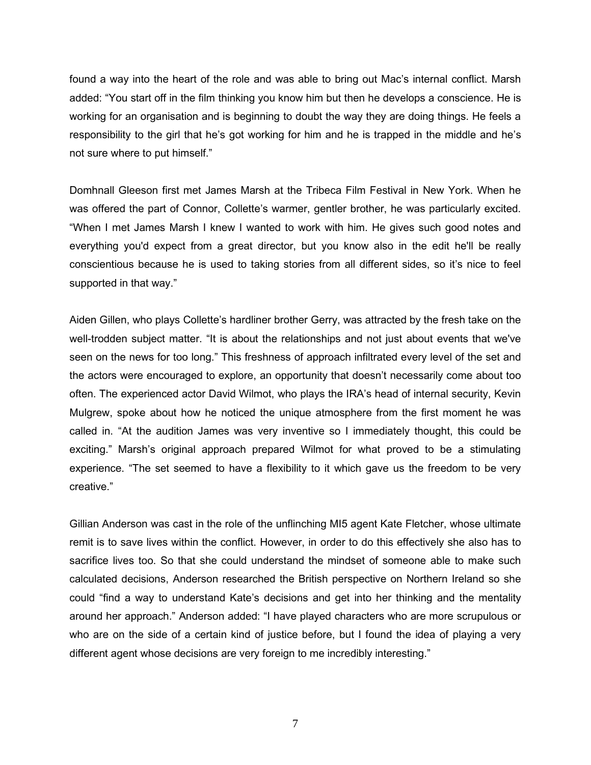found a way into the heart of the role and was able to bring out Mac's internal conflict. Marsh added: "You start off in the film thinking you know him but then he develops a conscience. He is working for an organisation and is beginning to doubt the way they are doing things. He feels a responsibility to the girl that he's got working for him and he is trapped in the middle and he's not sure where to put himself."

Domhnall Gleeson first met James Marsh at the Tribeca Film Festival in New York. When he was offered the part of Connor, Collette's warmer, gentler brother, he was particularly excited. "When I met James Marsh I knew I wanted to work with him. He gives such good notes and everything you'd expect from a great director, but you know also in the edit he'll be really conscientious because he is used to taking stories from all different sides, so it's nice to feel supported in that way."

Aiden Gillen, who plays Collette's hardliner brother Gerry, was attracted by the fresh take on the well-trodden subject matter. "It is about the relationships and not just about events that we've seen on the news for too long." This freshness of approach infiltrated every level of the set and the actors were encouraged to explore, an opportunity that doesn't necessarily come about too often. The experienced actor David Wilmot, who plays the IRA's head of internal security, Kevin Mulgrew, spoke about how he noticed the unique atmosphere from the first moment he was called in. "At the audition James was very inventive so I immediately thought, this could be exciting." Marsh's original approach prepared Wilmot for what proved to be a stimulating experience. "The set seemed to have a flexibility to it which gave us the freedom to be very creative."

Gillian Anderson was cast in the role of the unflinching MI5 agent Kate Fletcher, whose ultimate remit is to save lives within the conflict. However, in order to do this effectively she also has to sacrifice lives too. So that she could understand the mindset of someone able to make such calculated decisions, Anderson researched the British perspective on Northern Ireland so she could "find a way to understand Kate's decisions and get into her thinking and the mentality around her approach." Anderson added: "I have played characters who are more scrupulous or who are on the side of a certain kind of justice before, but I found the idea of playing a very different agent whose decisions are very foreign to me incredibly interesting."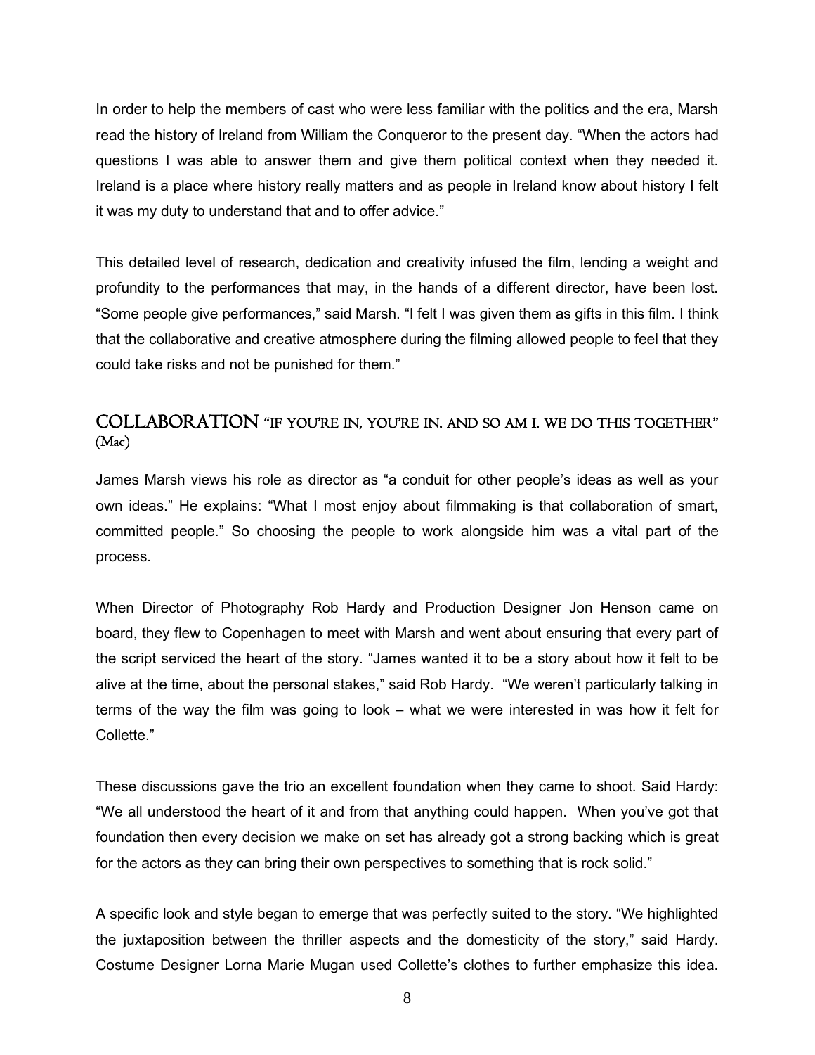In order to help the members of cast who were less familiar with the politics and the era, Marsh read the history of Ireland from William the Conqueror to the present day. "When the actors had questions I was able to answer them and give them political context when they needed it. Ireland is a place where history really matters and as people in Ireland know about history I felt it was my duty to understand that and to offer advice."

This detailed level of research, dedication and creativity infused the film, lending a weight and profundity to the performances that may, in the hands of a different director, have been lost. "Some people give performances," said Marsh. "I felt I was given them as gifts in this film. I think that the collaborative and creative atmosphere during the filming allowed people to feel that they could take risks and not be punished for them."

## COLLABORATION "IF YOU'RE IN, YOU'RE IN. AND SO AM I. WE DO THIS TOGETHER" (Mac)

James Marsh views his role as director as "a conduit for other people's ideas as well as your own ideas." He explains: "What I most enjoy about filmmaking is that collaboration of smart, committed people." So choosing the people to work alongside him was a vital part of the process.

When Director of Photography Rob Hardy and Production Designer Jon Henson came on board, they flew to Copenhagen to meet with Marsh and went about ensuring that every part of the script serviced the heart of the story. "James wanted it to be a story about how it felt to be alive at the time, about the personal stakes," said Rob Hardy. "We weren't particularly talking in terms of the way the film was going to look – what we were interested in was how it felt for Collette."

These discussions gave the trio an excellent foundation when they came to shoot. Said Hardy: "We all understood the heart of it and from that anything could happen. When you've got that foundation then every decision we make on set has already got a strong backing which is great for the actors as they can bring their own perspectives to something that is rock solid."

A specific look and style began to emerge that was perfectly suited to the story. "We highlighted the juxtaposition between the thriller aspects and the domesticity of the story," said Hardy. Costume Designer Lorna Marie Mugan used Collette's clothes to further emphasize this idea.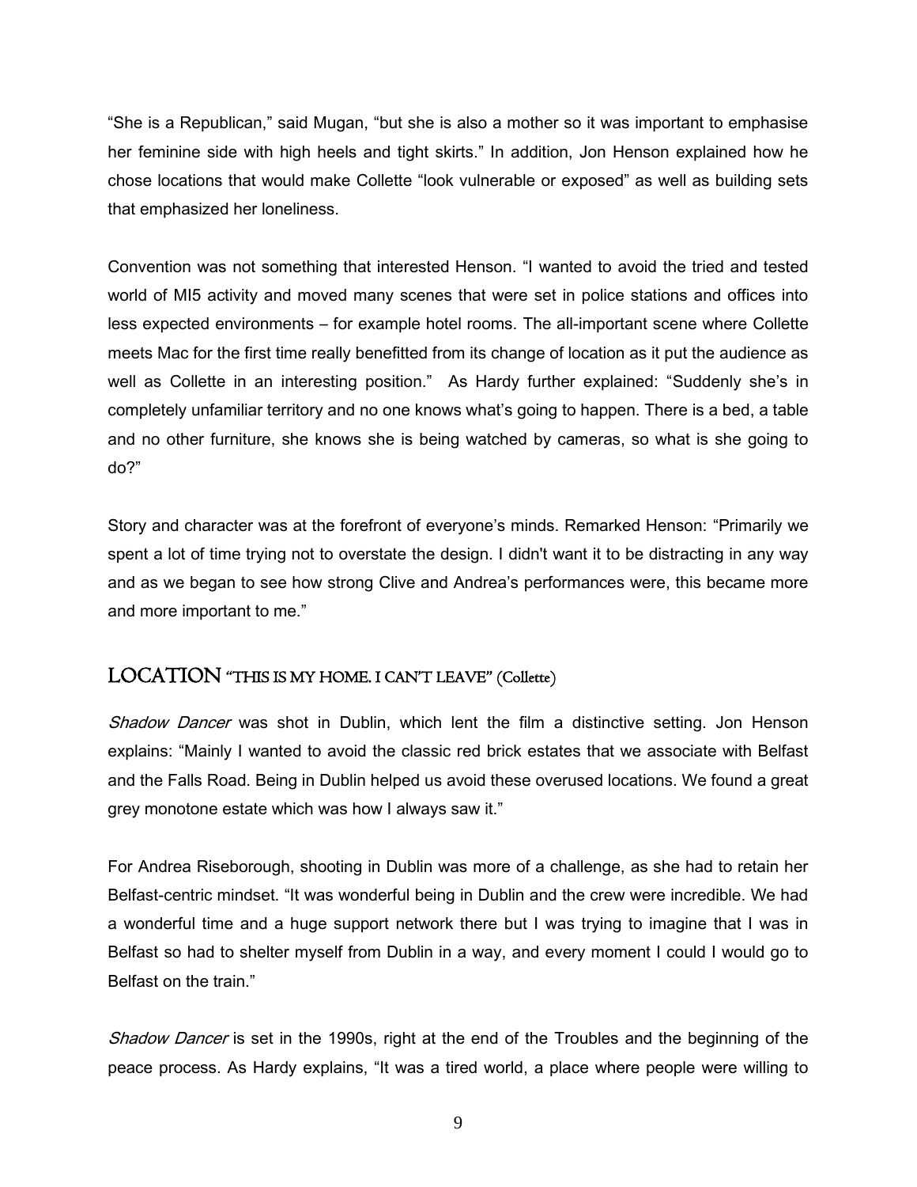"She is a Republican," said Mugan, "but she is also a mother so it was important to emphasise her feminine side with high heels and tight skirts." In addition, Jon Henson explained how he chose locations that would make Collette "look vulnerable or exposed" as well as building sets that emphasized her loneliness.

Convention was not something that interested Henson. "I wanted to avoid the tried and tested world of MI5 activity and moved many scenes that were set in police stations and offices into less expected environments – for example hotel rooms. The all-important scene where Collette meets Mac for the first time really benefitted from its change of location as it put the audience as well as Collette in an interesting position." As Hardy further explained: "Suddenly she's in completely unfamiliar territory and no one knows what's going to happen. There is a bed, a table and no other furniture, she knows she is being watched by cameras, so what is she going to do?"

Story and character was at the forefront of everyone's minds. Remarked Henson: "Primarily we spent a lot of time trying not to overstate the design. I didn't want it to be distracting in any way and as we began to see how strong Clive and Andrea's performances were, this became more and more important to me."

## LOCATION "THIS IS MY HOME. I CAN'T LEAVE" (Collette)

*Shadow Dancer* was shot in Dublin, which lent the film a distinctive setting. Jon Henson explains: "Mainly I wanted to avoid the classic red brick estates that we associate with Belfast and the Falls Road. Being in Dublin helped us avoid these overused locations. We found a great grey monotone estate which was how I always saw it."

For Andrea Riseborough, shooting in Dublin was more of a challenge, as she had to retain her Belfast-centric mindset. "It was wonderful being in Dublin and the crew were incredible. We had a wonderful time and a huge support network there but I was trying to imagine that I was in Belfast so had to shelter myself from Dublin in a way, and every moment I could I would go to Belfast on the train."

*Shadow Dancer* is set in the 1990s, right at the end of the Troubles and the beginning of the peace process. As Hardy explains, "It was a tired world, a place where people were willing to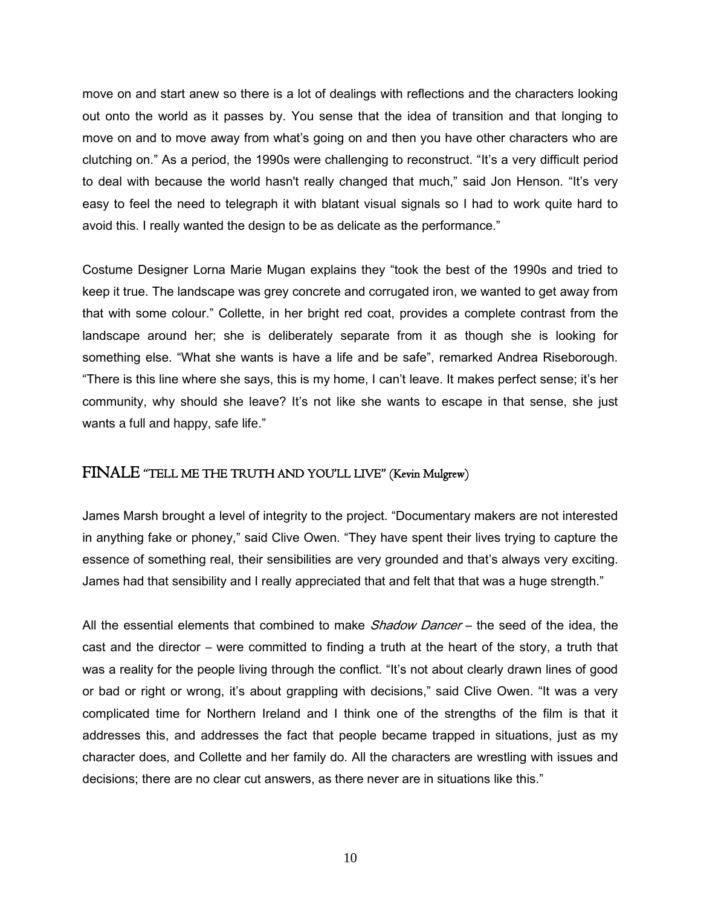move on and start anew so there is a lot of dealings with reflections and the characters looking out onto the world as it passes by. You sense that the idea of transition and that longing to move on and to move away from what's going on and then you have other characters who are clutching on." As a period, the 1990s were challenging to reconstruct. "It's a very difficult period to deal with because the world hasn't really changed that much," said Jon Henson. "It's very easy to feel the need to telegraph it with blatant visual signals so I had to work quite hard to avoid this. I really wanted the design to be as delicate as the performance."

Costume Designer Lorna Marie Mugan explains they "took the best of the 1990s and tried to keep it true. The landscape was grey concrete and corrugated iron, we wanted to get away from that with some colour." Collette, in her bright red coat, provides a complete contrast from the landscape around her; she is deliberately separate from it as though she is looking for something else. "What she wants is have a life and be safe", remarked Andrea Riseborough. "There is this line where she says, this is my home, I can't leave. It makes perfect sense; it's her community, why should she leave? It's not like she wants to escape in that sense, she just wants a full and happy, safe life."

## FINALE "TELL ME THE TRUTH AND YOU'LL LIVE" (Kevin Mulgrew)

James Marsh brought a level of integrity to the project. "Documentary makers are not interested in anything fake or phoney," said Clive Owen. "They have spent their lives trying to capture the essence of something real, their sensibilities are very grounded and that's always very exciting. James had that sensibility and I really appreciated that and felt that that was a huge strength."

All the essential elements that combined to make *Shadow Dancer* – the seed of the idea, the cast and the director – were committed to finding a truth at the heart of the story, a truth that was a reality for the people living through the conflict. "It's not about clearly drawn lines of good or bad or right or wrong, it's about grappling with decisions," said Clive Owen. "It was a very complicated time for Northern Ireland and I think one of the strengths of the film is that it addresses this, and addresses the fact that people became trapped in situations, just as my character does, and Collette and her family do. All the characters are wrestling with issues and decisions; there are no clear cut answers, as there never are in situations like this."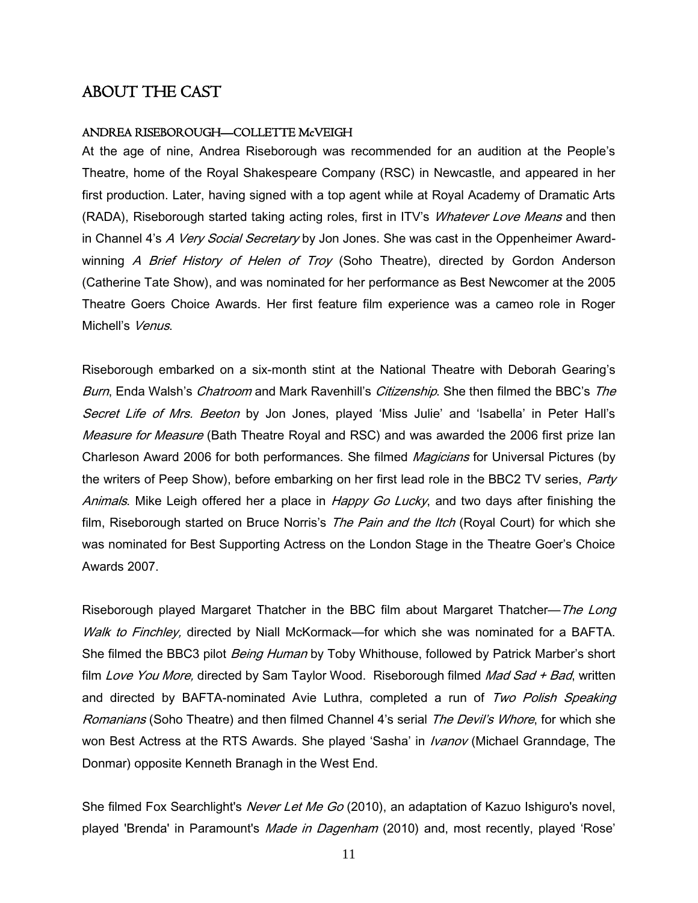# ABOUT THE CAST

### ANDREA RISEBOROUGH—COLLETTE McVEIGH

At the age of nine, Andrea Riseborough was recommended for an audition at the People's Theatre, home of the Royal Shakespeare Company (RSC) in Newcastle, and appeared in her first production. Later, having signed with a top agent while at Royal Academy of Dramatic Arts (RADA), Riseborough started taking acting roles, first in ITV's *Whatever Love Means* and then in Channel 4's *A Very Social Secretary* by Jon Jones. She was cast in the Oppenheimer Award-winning *A Brief History of Helen of Troy* (Soho Theatre), directed by Gordon Anderson (Catherine Tate Show), and was nominated for her performance as Best Newcomer at the 2005 Theatre Goers Choice Awards. Her first feature film experience was a cameo role in Roger Michell's *Venus*.

Riseborough embarked on a six-month stint at the National Theatre with Deborah Gearing's *Burn*, Enda Walsh's *Chatroom* and Mark Ravenhill's *Citizenship*. She then filmed the BBC's *The Secret Life of Mrs. Beeton* by Jon Jones, played 'Miss Julie' and 'Isabella' in Peter Hall's *Measure for Measure* (Bath Theatre Royal and RSC) and was awarded the 2006 first prize Ian Charleson Award 2006 for both performances. She filmed *Magicians* for Universal Pictures (by the writers of Peep Show), before embarking on her first lead role in the BBC2 TV series, *Party Animals*. Mike Leigh offered her a place in *Happy Go Lucky*, and two days after finishing the film, Riseborough started on Bruce Norris's *The Pain and the Itch* (Royal Court) for which she was nominated for Best Supporting Actress on the London Stage in the Theatre Goer's Choice Awards 2007.

Riseborough played Margaret Thatcher in the BBC film about Margaret Thatcher—*The Long Walk to Finchley,* directed by Niall McKormack—for which she was nominated for a BAFTA. She filmed the BBC3 pilot *Being Human* by Toby Whithouse, followed by Patrick Marber's short film *Love You More,* directed by Sam Taylor Wood. Riseborough filmed *Mad Sad + Bad*, written and directed by BAFTA-nominated Avie Luthra, completed a run of *Two Polish Speaking Romanians* (Soho Theatre) and then filmed Channel 4's serial *The Devil's Whore*, for which she won Best Actress at the RTS Awards. She played 'Sasha' in *Ivanov* (Michael Granndage, The Donmar) opposite Kenneth Branagh in the West End.

She filmed Fox Searchlight's *Never Let Me Go* (2010), an adaptation of Kazuo Ishiguro's novel, played 'Brenda' in Paramount's *Made in Dagenham* (2010) and, most recently, played 'Rose'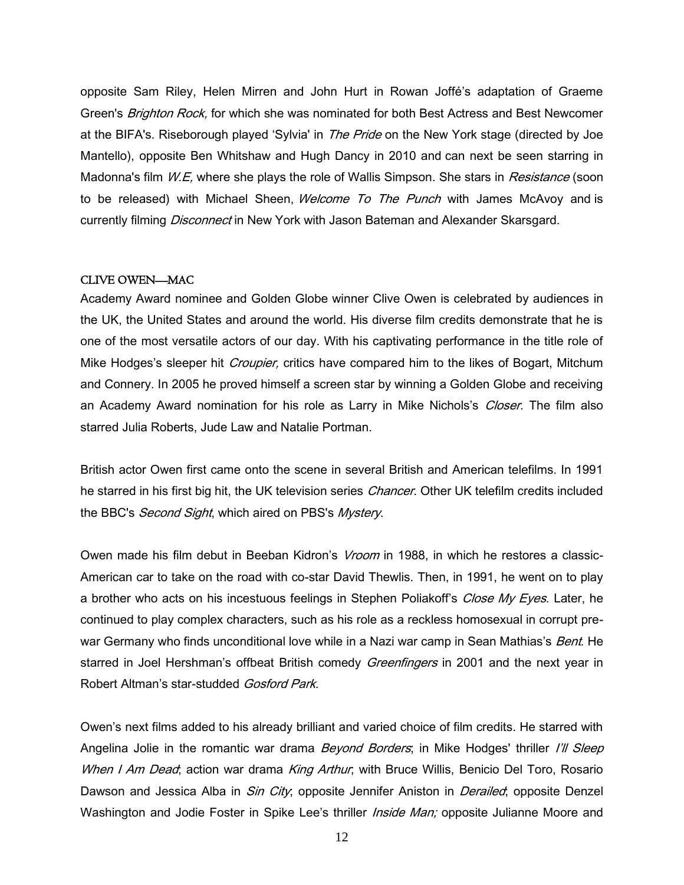opposite Sam Riley, Helen Mirren and John Hurt in Rowan Joffé's adaptation of Graeme Green's *Brighton Rock,* for which she was nominated for both Best Actress and Best Newcomer at the BIFA's. Riseborough played 'Sylvia' in *The Pride* on the New York stage (directed by Joe Mantello), opposite Ben Whitshaw and Hugh Dancy in 2010 and can next be seen starring in Madonna's film *W.E,* where she plays the role of Wallis Simpson. She stars in *Resistance* (soon to be released) with Michael Sheen, *Welcome To The Punch* with James McAvoy and is currently filming *Disconnect* in New York with Jason Bateman and Alexander Skarsgard.

### CLIVE OWEN—MAC

Academy Award nominee and Golden Globe winner Clive Owen is celebrated by audiences in the UK, the United States and around the world. His diverse film credits demonstrate that he is one of the most versatile actors of our day. With his captivating performance in the title role of Mike Hodges's sleeper hit *Croupier,* critics have compared him to the likes of Bogart, Mitchum and Connery. In 2005 he proved himself a screen star by winning a Golden Globe and receiving an Academy Award nomination for his role as Larry in Mike Nichols's *Closer*. The film also starred Julia Roberts, Jude Law and Natalie Portman.

British actor Owen first came onto the scene in several British and American telefilms. In 1991 he starred in his first big hit, the UK television series *Chancer*. Other UK telefilm credits included the BBC's *Second Sight*, which aired on PBS's *Mystery*.

Owen made his film debut in Beeban Kidron's *Vroom* in 1988, in which he restores a classic-American car to take on the road with co-star David Thewlis. Then, in 1991, he went on to play a brother who acts on his incestuous feelings in Stephen Poliakoff's *Close My Eyes*. Later, he continued to play complex characters, such as his role as a reckless homosexual in corrupt pre-war Germany who finds unconditional love while in a Nazi war camp in Sean Mathias's *Bent*. He starred in Joel Hershman's offbeat British comedy *Greenfingers* in 2001 and the next year in Robert Altman's star-studded *Gosford Park*.

Owen's next films added to his already brilliant and varied choice of film credits. He starred with Angelina Jolie in the romantic war drama *Beyond Borders*; in Mike Hodges' thriller *I'll Sleep When I Am Dead*; action war drama *King Arthur*, with Bruce Willis, Benicio Del Toro, Rosario Dawson and Jessica Alba in *Sin City*; opposite Jennifer Aniston in *Derailed*; opposite Denzel Washington and Jodie Foster in Spike Lee's thriller *Inside Man;* opposite Julianne Moore and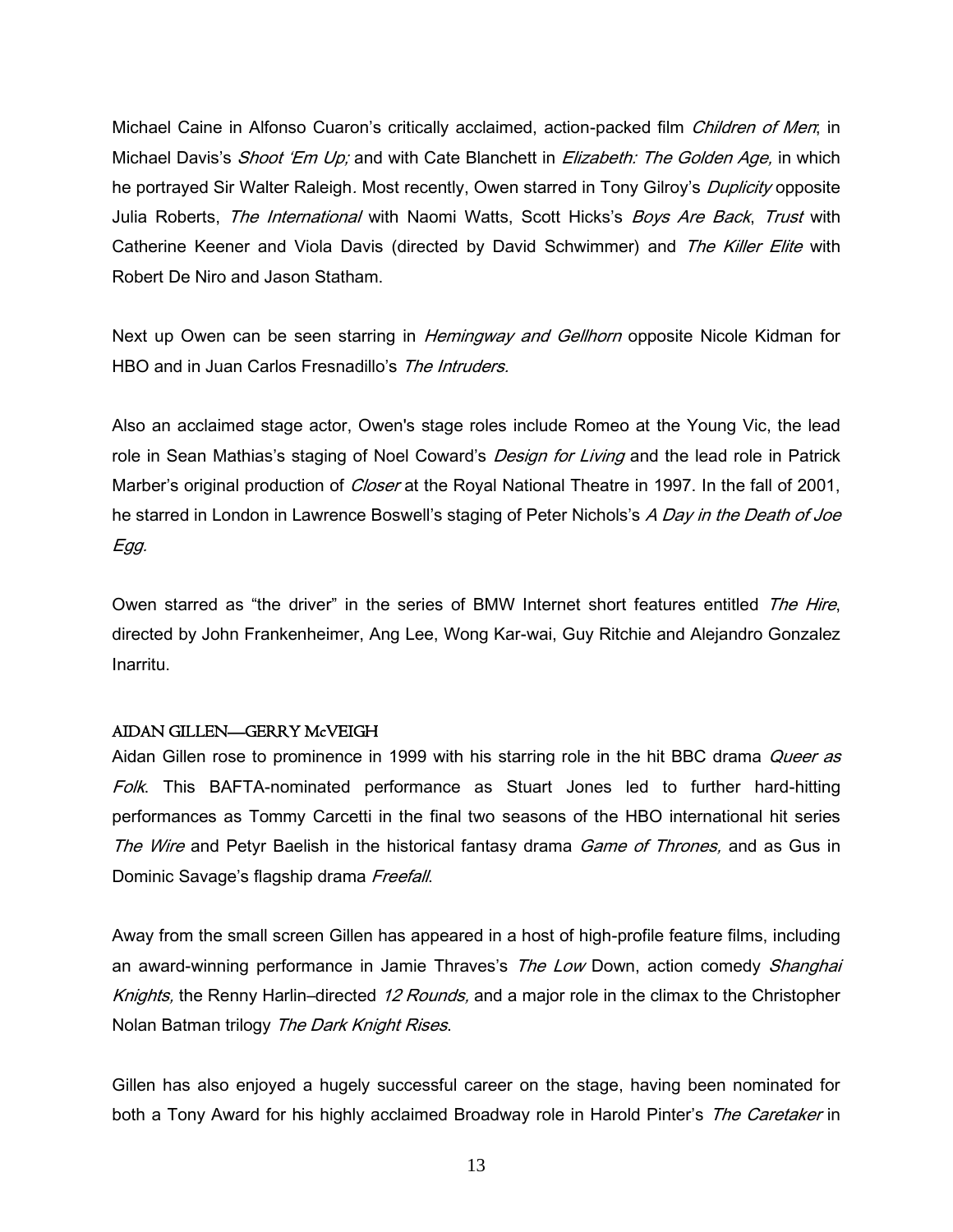Michael Caine in Alfonso Cuaron's critically acclaimed, action-packed film *Children of Men*; in Michael Davis's *Shoot 'Em Up;* and with Cate Blanchett in *Elizabeth: The Golden Age,* in which he portrayed Sir Walter Raleigh. Most recently, Owen starred in Tony Gilroy's *Duplicity* opposite Julia Roberts, *The International* with Naomi Watts, Scott Hicks's *Boys Are Back*, *Trust* with Catherine Keener and Viola Davis (directed by David Schwimmer) and *The Killer Elite* with Robert De Niro and Jason Statham.

Next up Owen can be seen starring in *Hemingway and Gellhorn* opposite Nicole Kidman for HBO and in Juan Carlos Fresnadillo's *The Intruders.*

Also an acclaimed stage actor, Owen's stage roles include Romeo at the Young Vic, the lead role in Sean Mathias's staging of Noel Coward's *Design for Living* and the lead role in Patrick Marber's original production of *Closer* at the Royal National Theatre in 1997. In the fall of 2001, he starred in London in Lawrence Boswell's staging of Peter Nichols's *A Day in the Death of Joe Egg*.

Owen starred as "the driver" in the series of BMW Internet short features entitled *The Hire*, directed by John Frankenheimer, Ang Lee, Wong Kar-wai, Guy Ritchie and Alejandro Gonzalez Inarritu.

### AIDAN GILLEN—GERRY McVEIGH

Aidan Gillen rose to prominence in 1999 with his starring role in the hit BBC drama *Queer as Folk*. This BAFTA-nominated performance as Stuart Jones led to further hard-hitting performances as Tommy Carcetti in the final two seasons of the HBO international hit series *The Wire* and Petyr Baelish in the historical fantasy drama *Game of Thrones,* and as Gus in Dominic Savage's flagship drama *Freefall*.

Away from the small screen Gillen has appeared in a host of high-profile feature films, including an award-winning performance in Jamie Thraves's *The Low* Down, action comedy *Shanghai Knights,* the Renny Harlin–directed *12 Rounds,* and a major role in the climax to the Christopher Nolan Batman trilogy *The Dark Knight Rises*.

Gillen has also enjoyed a hugely successful career on the stage, having been nominated for both a Tony Award for his highly acclaimed Broadway role in Harold Pinter's *The Caretaker* in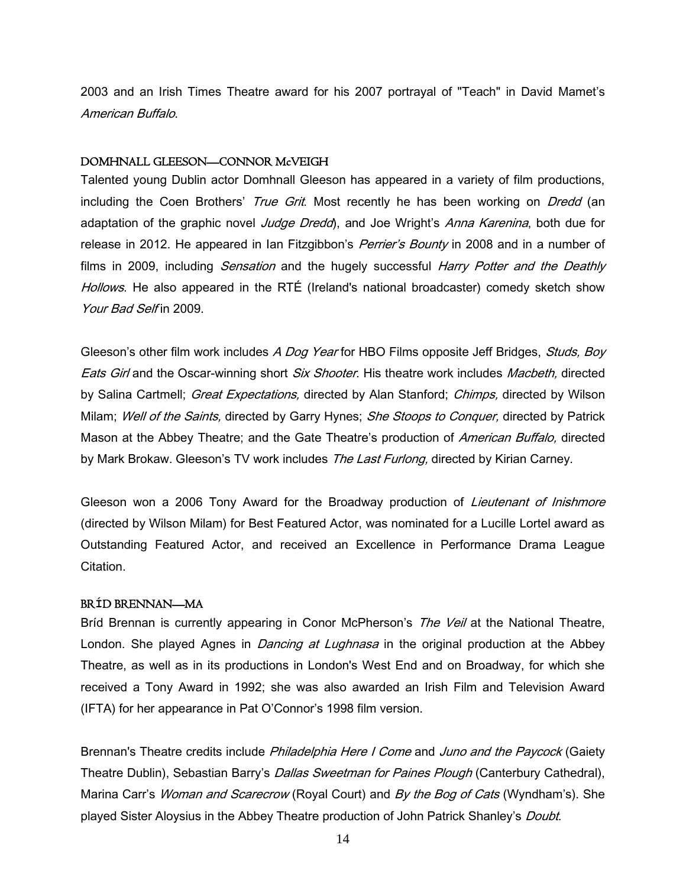2003 and an Irish Times Theatre award for his 2007 portrayal of "Teach" in David Mamet's *American Buffalo*.

### DOMHNALL GLEESON—CONNOR McVEIGH

Talented young Dublin actor Domhnall Gleeson has appeared in a variety of film productions, including the Coen Brothers' *True Grit*. Most recently he has been working on *Dredd* (an adaptation of the graphic novel *Judge Dredd*), and Joe Wright's *Anna Karenina*, both due for release in 2012. He appeared in Ian Fitzgibbon's *Perrier's Bounty* in 2008 and in a number of films in 2009, including *Sensation* and the hugely successful *Harry Potter and the Deathly Hollows*. He also appeared in the RTÉ (Ireland's national broadcaster) comedy sketch show *Your Bad Self* in 2009.

Gleeson's other film work includes *A Dog Year* for HBO Films opposite Jeff Bridges, *Studs, Boy Eats Girl* and the Oscar-winning short *Six Shooter*. His theatre work includes *Macbeth,* directed by Salina Cartmell; *Great Expectations,* directed by Alan Stanford; *Chimps,* directed by Wilson Milam; *Well of the Saints,* directed by Garry Hynes; *She Stoops to Conquer,* directed by Patrick Mason at the Abbey Theatre; and the Gate Theatre's production of *American Buffalo,* directed by Mark Brokaw. Gleeson's TV work includes *The Last Furlong,* directed by Kirian Carney.

Gleeson won a 2006 Tony Award for the Broadway production of *Lieutenant of Inishmore* (directed by Wilson Milam) for Best Featured Actor, was nominated for a Lucille Lortel award as Outstanding Featured Actor, and received an Excellence in Performance Drama League Citation.

### BRÍD BRENNAN—MA

Bríd Brennan is currently appearing in Conor McPherson's *The Veil* at the National Theatre, London. She played Agnes in *Dancing at Lughnasa* in the original production at the Abbey Theatre, as well as in its productions in London's West End and on Broadway, for which she received a Tony Award in 1992; she was also awarded an Irish Film and Television Award (IFTA) for her appearance in Pat O'Connor's 1998 film version.

Brennan's Theatre credits include *Philadelphia Here I Come* and *Juno and the Paycock* (Gaiety Theatre Dublin), Sebastian Barry's *Dallas Sweetman for Paines Plough* (Canterbury Cathedral), Marina Carr's *Woman and Scarecrow* (Royal Court) and *By the Bog of Cats* (Wyndham's). She played Sister Aloysius in the Abbey Theatre production of John Patrick Shanley's *Doubt*.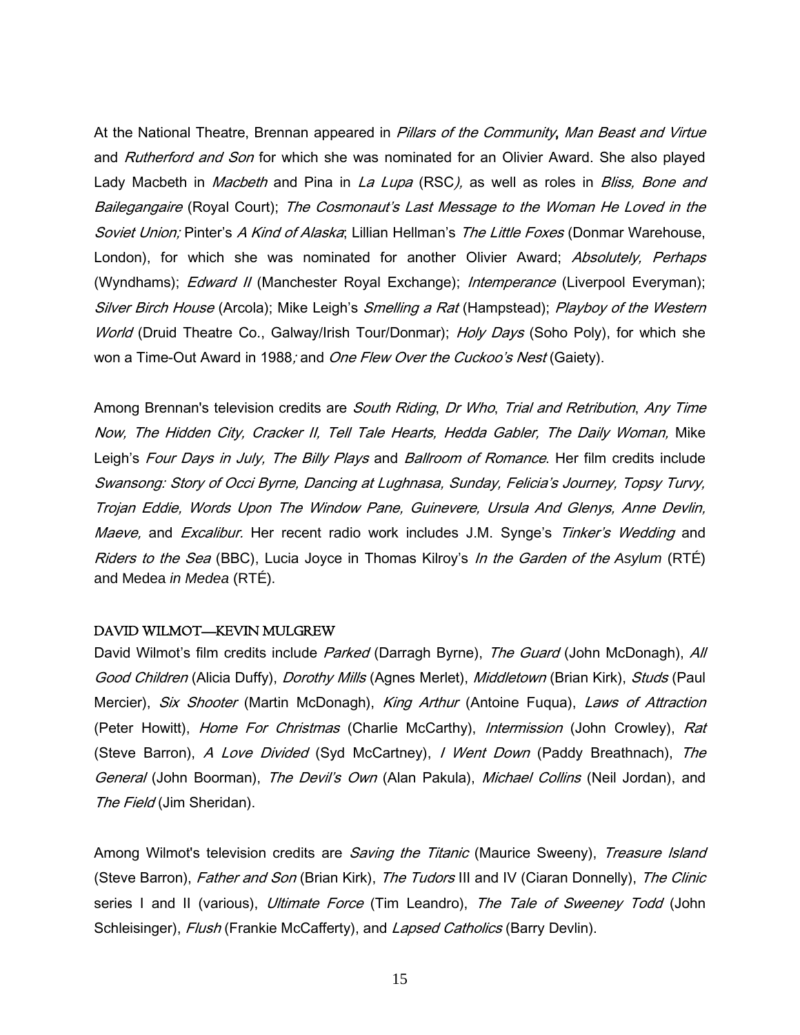At the National Theatre, Brennan appeared in *Pillars of the Community***,** *Man Beast and Virtue* and *Rutherford and Son* for which she was nominated for an Olivier Award. She also played Lady Macbeth in *Macbeth* and Pina in *La Lupa* (RSC*),* as well as roles in *Bliss, Bone and Bailegangaire* (Royal Court); *The Cosmonaut's Last Message to the Woman He Loved in the Soviet Union;* Pinter's *A Kind of Alaska*; Lillian Hellman's *The Little Foxes* (Donmar Warehouse, London), for which she was nominated for another Olivier Award; *Absolutely, Perhaps* (Wyndhams); *Edward II* (Manchester Royal Exchange); *Intemperance* (Liverpool Everyman); *Silver Birch House* (Arcola); Mike Leigh's *Smelling a Rat* (Hampstead); *Playboy of the Western World* (Druid Theatre Co., Galway/Irish Tour/Donmar); *Holy Days* (Soho Poly), for which she won a Time-Out Award in 1988*;* and *One Flew Over the Cuckoo's Nest* (Gaiety).

Among Brennan's television credits are *South Riding*, *Dr Who*, *Trial and Retribution*, *Any Time Now, The Hidden City, Cracker II, Tell Tale Hearts, Hedda Gabler, The Daily Woman,* Mike Leigh's *Four Days in July, The Billy Plays* and *Ballroom of Romance*. Her film credits include *Swansong: Story of Occi Byrne, Dancing at Lughnasa, Sunday, Felicia's Journey, Topsy Turvy, Trojan Eddie, Words Upon The Window Pane, Guinevere, Ursula And Glenys, Anne Devlin, Maeve,* and *Excalibur.* Her recent radio work includes J.M. Synge's *Tinker's Wedding* and *Riders to the Sea* (BBC), Lucia Joyce in Thomas Kilroy's *In the Garden of the Asylum* (RTÉ) and Medea *in Medea* (RTÉ).

### DAVID WILMOT—KEVIN MULGREW

David Wilmot's film credits include *Parked* (Darragh Byrne), *The Guard* (John McDonagh), *All Good Children* (Alicia Duffy), *Dorothy Mills* (Agnes Merlet), *Middletown* (Brian Kirk), *Studs* (Paul Mercier), *Six Shooter* (Martin McDonagh), *King Arthur* (Antoine Fuqua), *Laws of Attraction* (Peter Howitt), *Home For Christmas* (Charlie McCarthy), *Intermission* (John Crowley), *Rat* (Steve Barron), *A Love Divided* (Syd McCartney), *I Went Down* (Paddy Breathnach), *The General* (John Boorman), *The Devil's Own* (Alan Pakula), *Michael Collins* (Neil Jordan), and *The Field* (Jim Sheridan).

Among Wilmot's television credits are *Saving the Titanic* (Maurice Sweeny), *Treasure Island* (Steve Barron), *Father and Son* (Brian Kirk), *The Tudors* III and IV (Ciaran Donnelly), *The Clinic* series I and II (various), *Ultimate Force* (Tim Leandro), *The Tale of Sweeney Todd* (John Schleisinger), *Flush* (Frankie McCafferty), and *Lapsed Catholics* (Barry Devlin).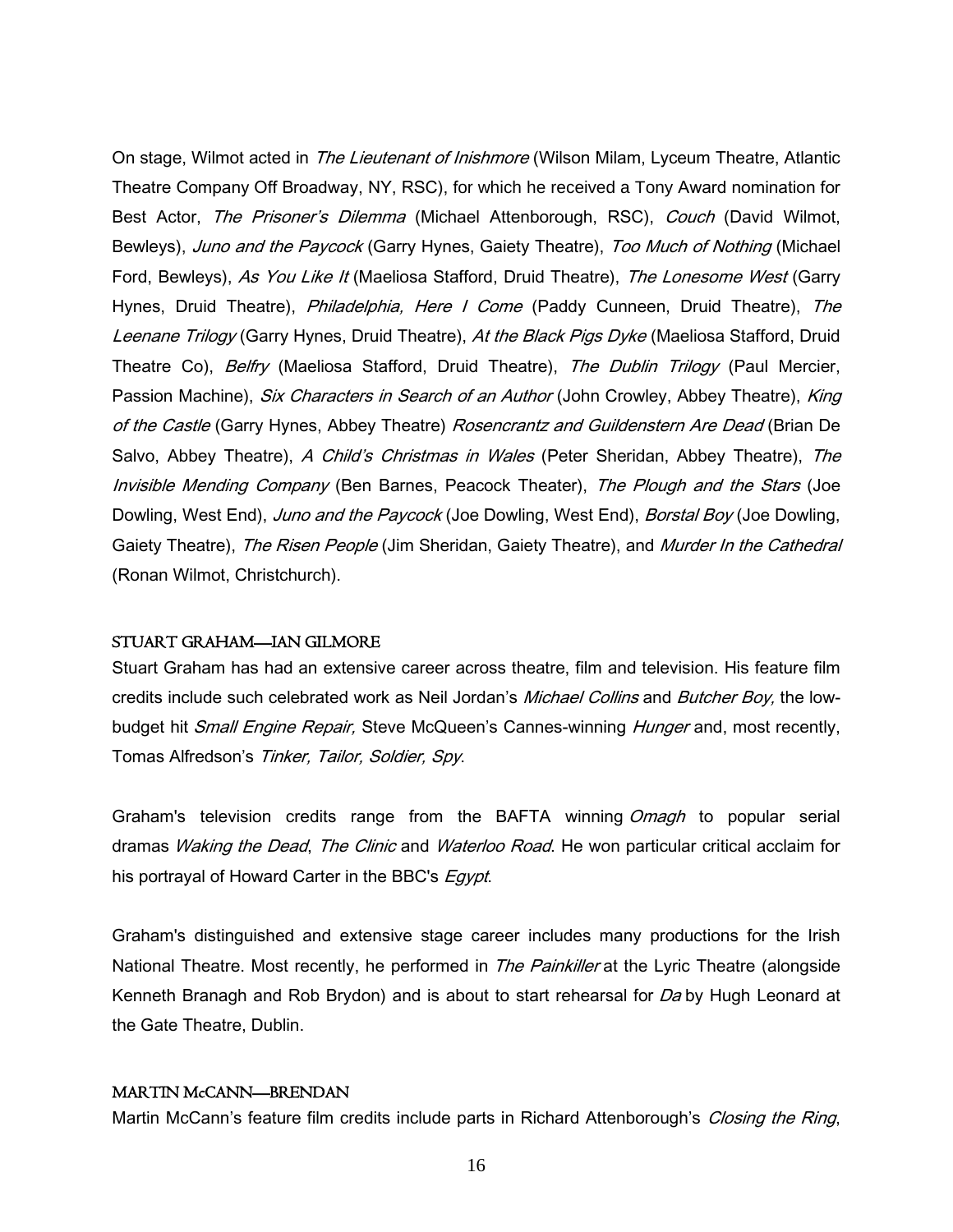On stage, Wilmot acted in *The Lieutenant of Inishmore* (Wilson Milam, Lyceum Theatre, Atlantic Theatre Company Off Broadway, NY, RSC), for which he received a Tony Award nomination for Best Actor, *The Prisoner's Dilemma* (Michael Attenborough, RSC), *Couch* (David Wilmot, Bewleys), *Juno and the Paycock* (Garry Hynes, Gaiety Theatre), *Too Much of Nothing* (Michael Ford, Bewleys), *As You Like It* (Maeliosa Stafford, Druid Theatre), *The Lonesome West* (Garry Hynes, Druid Theatre), *Philadelphia, Here I Come* (Paddy Cunneen, Druid Theatre), *The Leenane Trilogy* (Garry Hynes, Druid Theatre), *At the Black Pigs Dyke* (Maeliosa Stafford, Druid Theatre Co), *Belfry* (Maeliosa Stafford, Druid Theatre), *The Dublin Trilogy* (Paul Mercier, Passion Machine), *Six Characters in Search of an Author* (John Crowley, Abbey Theatre), *King of the Castle* (Garry Hynes, Abbey Theatre) *Rosencrantz and Guildenstern Are Dead* (Brian De Salvo, Abbey Theatre), *A Child's Christmas in Wales* (Peter Sheridan, Abbey Theatre), *The Invisible Mending Company* (Ben Barnes, Peacock Theater), *The Plough and the Stars* (Joe Dowling, West End), *Juno and the Paycock* (Joe Dowling, West End), *Borstal Boy* (Joe Dowling, Gaiety Theatre), *The Risen People* (Jim Sheridan, Gaiety Theatre), and *Murder In the Cathedral* (Ronan Wilmot, Christchurch).

### STUART GRAHAM—IAN GILMORE

Stuart Graham has had an extensive career across theatre, film and television. His feature film credits include such celebrated work as Neil Jordan's *Michael Collins* and *Butcher Boy,* the low-budget hit *Small Engine Repair,* Steve McQueen's Cannes-winning *Hunger* and, most recently, Tomas Alfredson's *Tinker, Tailor, Soldier, Spy*.

Graham's television credits range from the BAFTA winning *Omagh* to popular serial dramas *Waking the Dead*, *The Clinic* and *Waterloo Road*. He won particular critical acclaim for his portrayal of Howard Carter in the BBC's *Egypt*.

Graham's distinguished and extensive stage career includes many productions for the Irish National Theatre. Most recently, he performed in *The Painkiller* at the Lyric Theatre (alongside Kenneth Branagh and Rob Brydon) and is about to start rehearsal for *Da* by Hugh Leonard at the Gate Theatre, Dublin.

### MARTIN McCANN—BRENDAN

Martin McCann's feature film credits include parts in Richard Attenborough's *Closing the Ring*,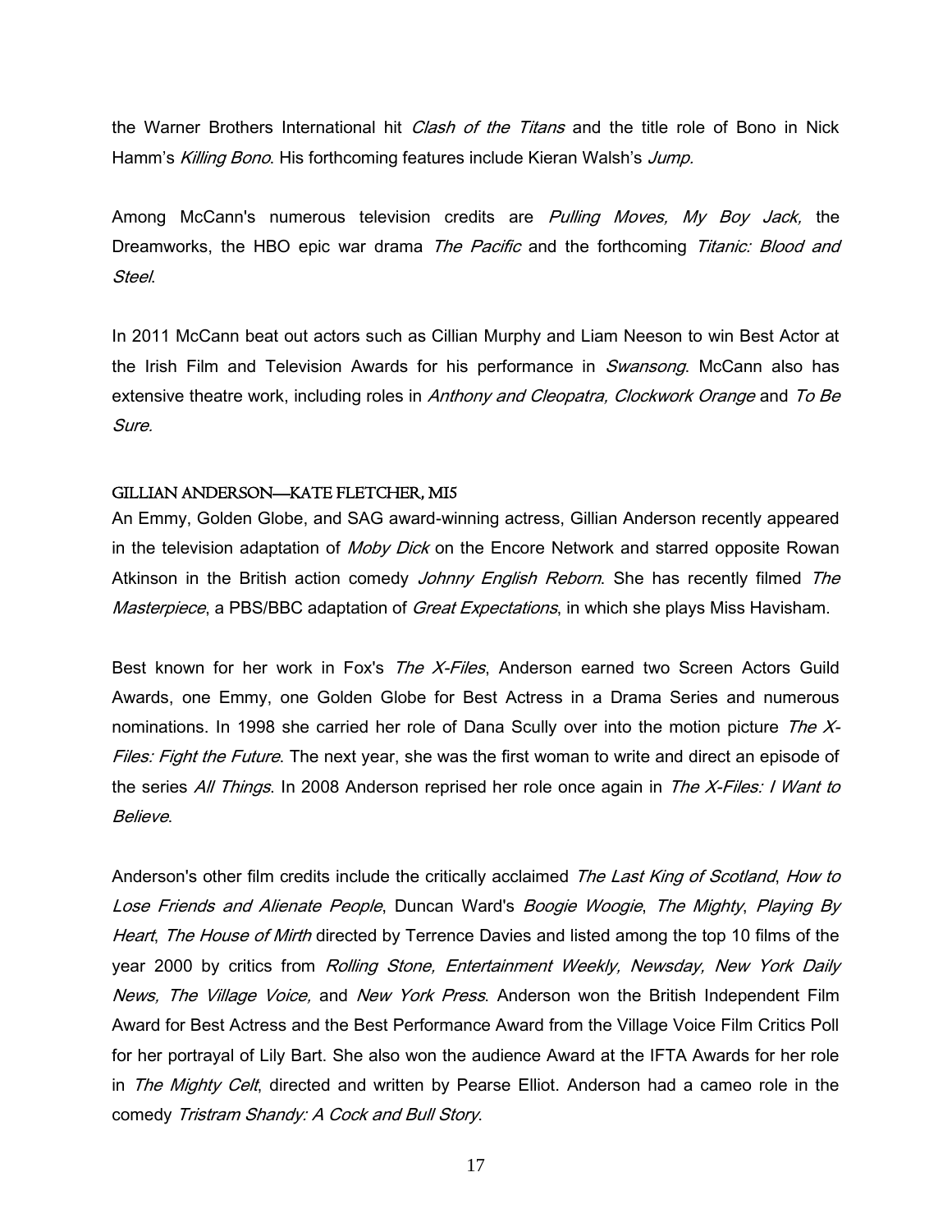the Warner Brothers International hit *Clash of the Titans* and the title role of Bono in Nick Hamm's *Killing Bono*. His forthcoming features include Kieran Walsh's *Jump.*

Among McCann's numerous television credits are *Pulling Moves, My Boy Jack,* the Dreamworks, the HBO epic war drama *The Pacific* and the forthcoming *Titanic: Blood and Steel*.

In 2011 McCann beat out actors such as Cillian Murphy and Liam Neeson to win Best Actor at the Irish Film and Television Awards for his performance in *Swansong*. McCann also has extensive theatre work, including roles in *Anthony and Cleopatra, Clockwork Orange* and *To Be Sure.*

### GILLIAN ANDERSON—KATE FLETCHER, MI5

An Emmy, Golden Globe, and SAG award-winning actress, Gillian Anderson recently appeared in the television adaptation of *Moby Dick* on the Encore Network and starred opposite Rowan Atkinson in the British action comedy *Johnny English Reborn*. She has recently filmed *The Masterpiece*, a PBS/BBC adaptation of *Great Expectations*, in which she plays Miss Havisham.

Best known for her work in Fox's *The X-Files*, Anderson earned two Screen Actors Guild Awards, one Emmy, one Golden Globe for Best Actress in a Drama Series and numerous nominations. In 1998 she carried her role of Dana Scully over into the motion picture *The X-Files: Fight the Future*. The next year, she was the first woman to write and direct an episode of the series *All Things*. In 2008 Anderson reprised her role once again in *The X-Files: I Want to Believe*.

Anderson's other film credits include the critically acclaimed *The Last King of Scotland*, *How to Lose Friends and Alienate People*, Duncan Ward's *Boogie Woogie*, *The Mighty*, *Playing By Heart*, *The House of Mirth* directed by Terrence Davies and listed among the top 10 films of the year 2000 by critics from *Rolling Stone, Entertainment Weekly, Newsday, New York Daily News, The Village Voice,* and *New York Press*. Anderson won the British Independent Film Award for Best Actress and the Best Performance Award from the Village Voice Film Critics Poll for her portrayal of Lily Bart. She also won the audience Award at the IFTA Awards for her role in *The Mighty Celt*, directed and written by Pearse Elliot. Anderson had a cameo role in the comedy *Tristram Shandy: A Cock and Bull Story*.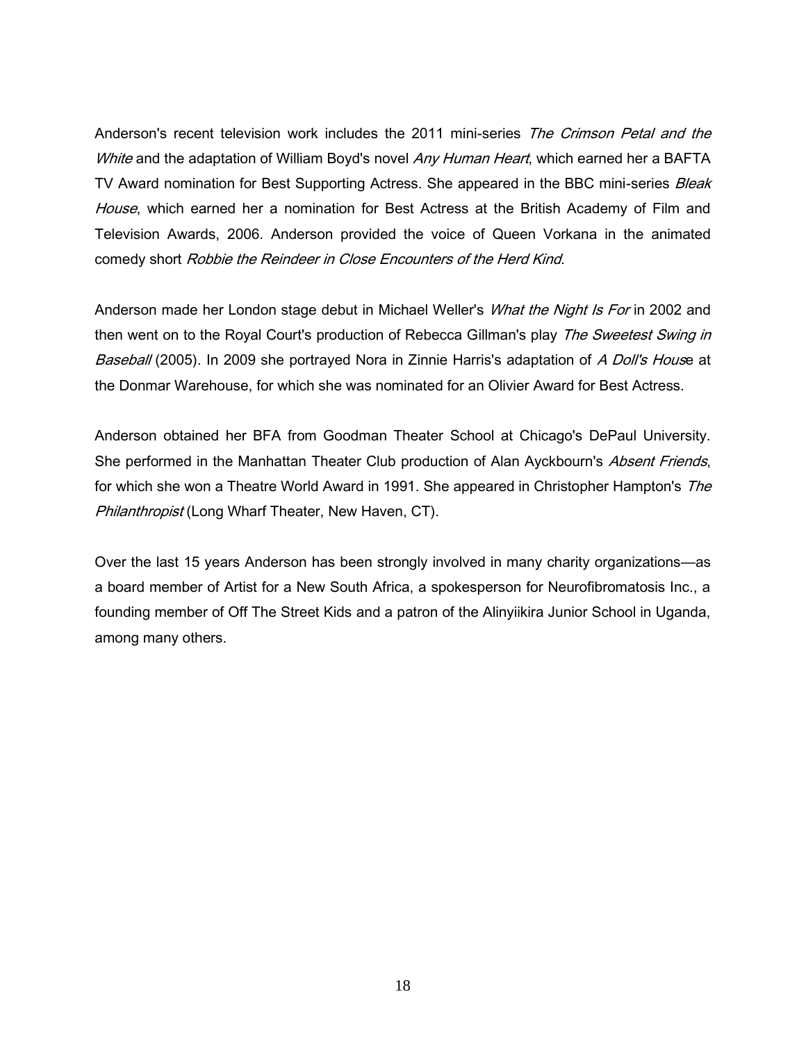Anderson's recent television work includes the 2011 mini-series *The Crimson Petal and the White* and the adaptation of William Boyd's novel *Any Human Heart*, which earned her a BAFTA TV Award nomination for Best Supporting Actress. She appeared in the BBC mini-series *Bleak House*, which earned her a nomination for Best Actress at the British Academy of Film and Television Awards, 2006. Anderson provided the voice of Queen Vorkana in the animated comedy short *Robbie the Reindeer in Close Encounters of the Herd Kind*.

Anderson made her London stage debut in Michael Weller's *What the Night Is For* in 2002 and then went on to the Royal Court's production of Rebecca Gillman's play *The Sweetest Swing in Baseball* (2005). In 2009 she portrayed Nora in Zinnie Harris's adaptation of *A Doll's House* at the Donmar Warehouse, for which she was nominated for an Olivier Award for Best Actress.

Anderson obtained her BFA from Goodman Theater School at Chicago's DePaul University. She performed in the Manhattan Theater Club production of Alan Ayckbourn's *Absent Friends*, for which she won a Theatre World Award in 1991. She appeared in Christopher Hampton's *The Philanthropist* (Long Wharf Theater, New Haven, CT).

Over the last 15 years Anderson has been strongly involved in many charity organizations—as a board member of Artist for a New South Africa, a spokesperson for Neurofibromatosis Inc., a founding member of Off The Street Kids and a patron of the Alinyiikira Junior School in Uganda, among many others.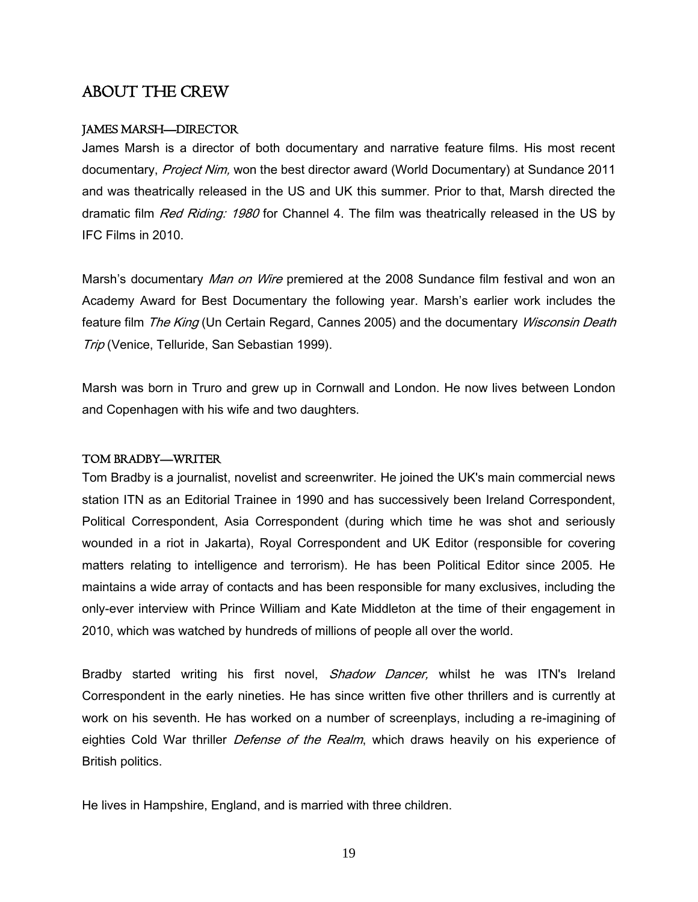## ABOUT THE CREW

### JAMES MARSH—DIRECTOR

James Marsh is a director of both documentary and narrative feature films. His most recent documentary, *Project Nim,* won the best director award (World Documentary) at Sundance 2011 and was theatrically released in the US and UK this summer. Prior to that, Marsh directed the dramatic film *Red Riding: 1980* for Channel 4. The film was theatrically released in the US by IFC Films in 2010.

Marsh's documentary *Man on Wire* premiered at the 2008 Sundance film festival and won an Academy Award for Best Documentary the following year. Marsh's earlier work includes the feature film *The King* (Un Certain Regard, Cannes 2005) and the documentary *Wisconsin Death Trip* (Venice, Telluride, San Sebastian 1999).

Marsh was born in Truro and grew up in Cornwall and London. He now lives between London and Copenhagen with his wife and two daughters.

### TOM BRADBY—WRITER

Tom Bradby is a journalist, novelist and screenwriter. He joined the UK's main commercial news station ITN as an Editorial Trainee in 1990 and has successively been Ireland Correspondent, Political Correspondent, Asia Correspondent (during which time he was shot and seriously wounded in a riot in Jakarta), Royal Correspondent and UK Editor (responsible for covering matters relating to intelligence and terrorism). He has been Political Editor since 2005. He maintains a wide array of contacts and has been responsible for many exclusives, including the only-ever interview with Prince William and Kate Middleton at the time of their engagement in 2010, which was watched by hundreds of millions of people all over the world.

Bradby started writing his first novel, *Shadow Dancer,* whilst he was ITN's Ireland Correspondent in the early nineties. He has since written five other thrillers and is currently at work on his seventh. He has worked on a number of screenplays, including a re-imagining of eighties Cold War thriller *Defense of the Realm*, which draws heavily on his experience of British politics.

He lives in Hampshire, England, and is married with three children.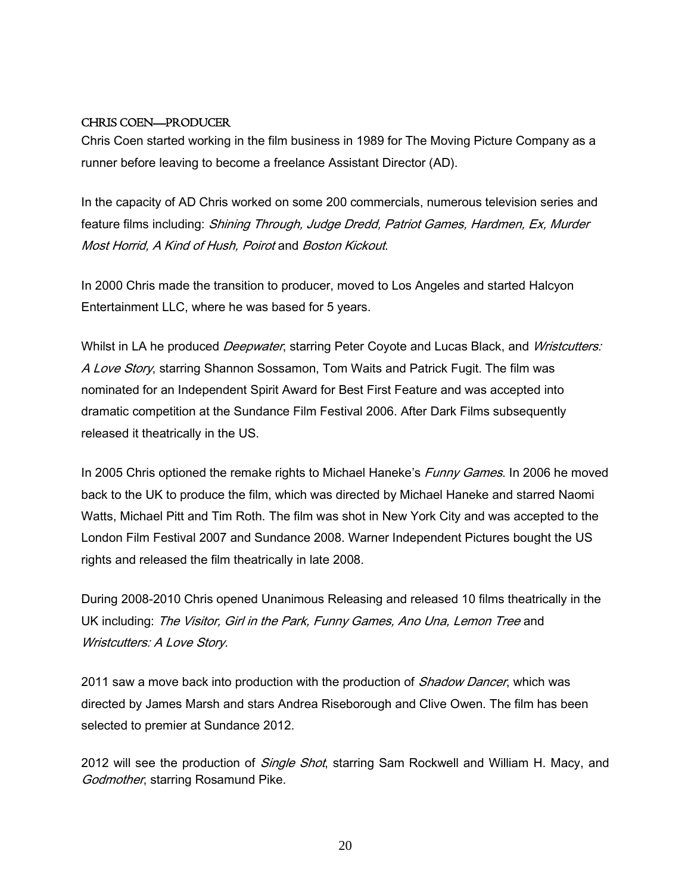## CHRIS COEN—PRODUCER

Chris Coen started working in the film business in 1989 for The Moving Picture Company as a runner before leaving to become a freelance Assistant Director (AD).

In the capacity of AD Chris worked on some 200 commercials, numerous television series and feature films including: *Shining Through, Judge Dredd, Patriot Games, Hardmen, Ex, Murder Most Horrid, A Kind of Hush, Poirot* and *Boston Kickout*.

In 2000 Chris made the transition to producer, moved to Los Angeles and started Halcyon Entertainment LLC, where he was based for 5 years.

Whilst in LA he produced *Deepwater*, starring Peter Coyote and Lucas Black, and *Wristcutters: A Love Story*, starring Shannon Sossamon, Tom Waits and Patrick Fugit. The film was nominated for an Independent Spirit Award for Best First Feature and was accepted into dramatic competition at the Sundance Film Festival 2006. After Dark Films subsequently released it theatrically in the US.

In 2005 Chris optioned the remake rights to Michael Haneke's *Funny Games*. In 2006 he moved back to the UK to produce the film, which was directed by Michael Haneke and starred Naomi Watts, Michael Pitt and Tim Roth. The film was shot in New York City and was accepted to the London Film Festival 2007 and Sundance 2008. Warner Independent Pictures bought the US rights and released the film theatrically in late 2008.

During 2008-2010 Chris opened Unanimous Releasing and released 10 films theatrically in the UK including: *The Visitor, Girl in the Park, Funny Games, Ano Una, Lemon Tree* and *Wristcutters: A Love Story*.

2011 saw a move back into production with the production of *Shadow Dancer*, which was directed by James Marsh and stars Andrea Riseborough and Clive Owen. The film has been selected to premier at Sundance 2012.

2012 will see the production of *Single Shot*, starring Sam Rockwell and William H. Macy, and *Godmother*, starring Rosamund Pike.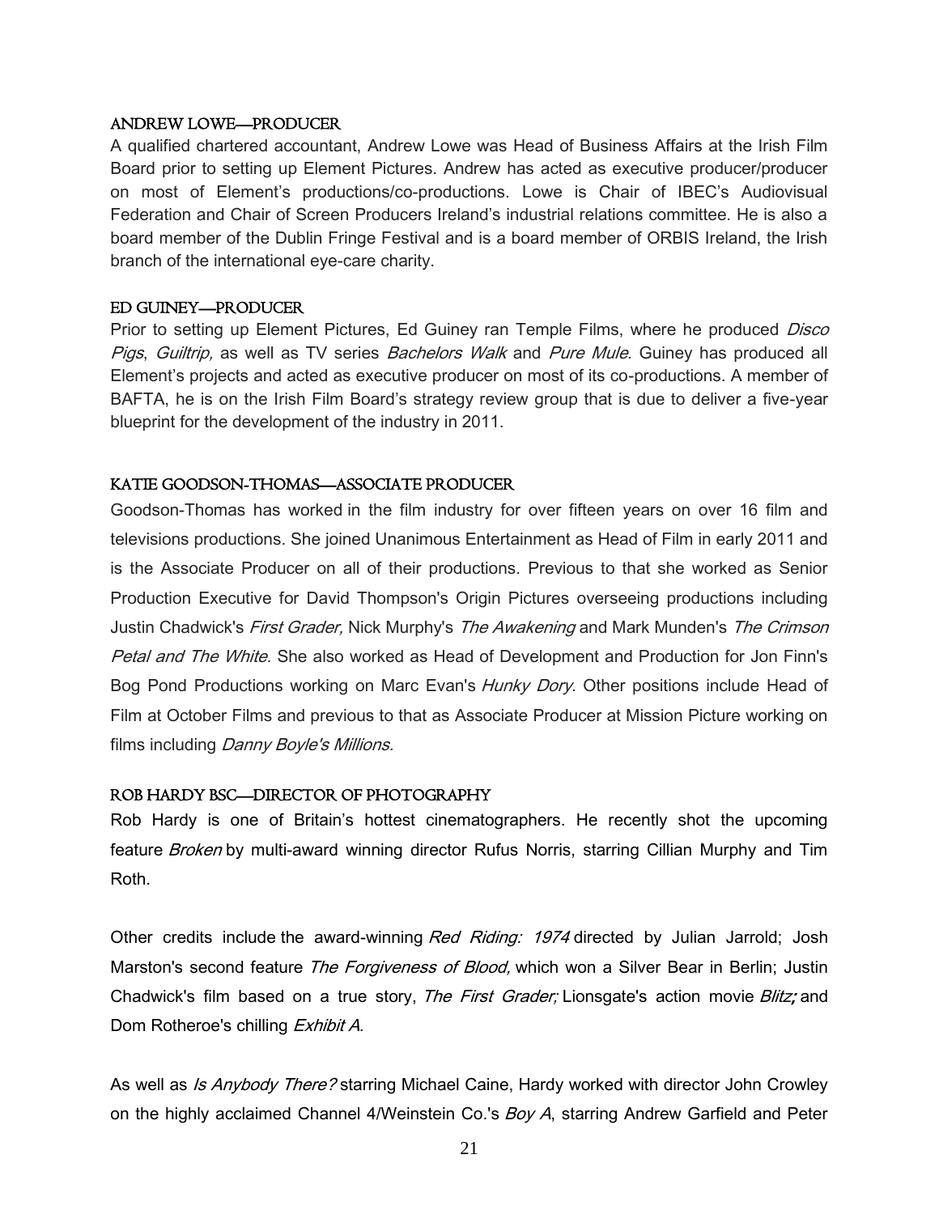### ANDREW LOWE—PRODUCER

A qualified chartered accountant, Andrew Lowe was Head of Business Affairs at the Irish Film Board prior to setting up Element Pictures. Andrew has acted as executive producer/producer on most of Element's productions/co-productions. Lowe is Chair of IBEC's Audiovisual Federation and Chair of Screen Producers Ireland's industrial relations committee. He is also a board member of the Dublin Fringe Festival and is a board member of ORBIS Ireland, the Irish branch of the international eye-care charity.

### ED GUINEY—PRODUCER

Prior to setting up Element Pictures, Ed Guiney ran Temple Films, where he produced *Disco Pigs*, *Guiltrip,* as well as TV series *Bachelors Walk* and *Pure Mule*. Guiney has produced all Element's projects and acted as executive producer on most of its co-productions. A member of BAFTA, he is on the Irish Film Board's strategy review group that is due to deliver a five-year blueprint for the development of the industry in 2011.

### KATIE GOODSON-THOMAS—ASSOCIATE PRODUCER

Goodson-Thomas has worked in the film industry for over fifteen years on over 16 film and televisions productions. She joined Unanimous Entertainment as Head of Film in early 2011 and is the Associate Producer on all of their productions. Previous to that she worked as Senior Production Executive for David Thompson's Origin Pictures overseeing productions including Justin Chadwick's *First Grader,* Nick Murphy's *The Awakening* and Mark Munden's *The Crimson Petal and The White.* She also worked as Head of Development and Production for Jon Finn's Bog Pond Productions working on Marc Evan's *Hunky Dory.* Other positions include Head of Film at October Films and previous to that as Associate Producer at Mission Picture working on films including *Danny Boyle's Millions.*

### ROB HARDY BSC—DIRECTOR OF PHOTOGRAPHY

Rob Hardy is one of Britain's hottest cinematographers. He recently shot the upcoming feature *Broken* by multi-award winning director Rufus Norris, starring Cillian Murphy and Tim Roth.

Other credits include the award-winning *Red Riding: 1974* directed by Julian Jarrold; Josh Marston's second feature *The Forgiveness of Blood,* which won a Silver Bear in Berlin; Justin Chadwick's film based on a true story, *The First Grader;* Lionsgate's action movie *Blitz;* and Dom Rotheroe's chilling *Exhibit A.*

As well as *Is Anybody There?* starring Michael Caine, Hardy worked with director John Crowley on the highly acclaimed Channel 4/Weinstein Co.'s *Boy A*, starring Andrew Garfield and Peter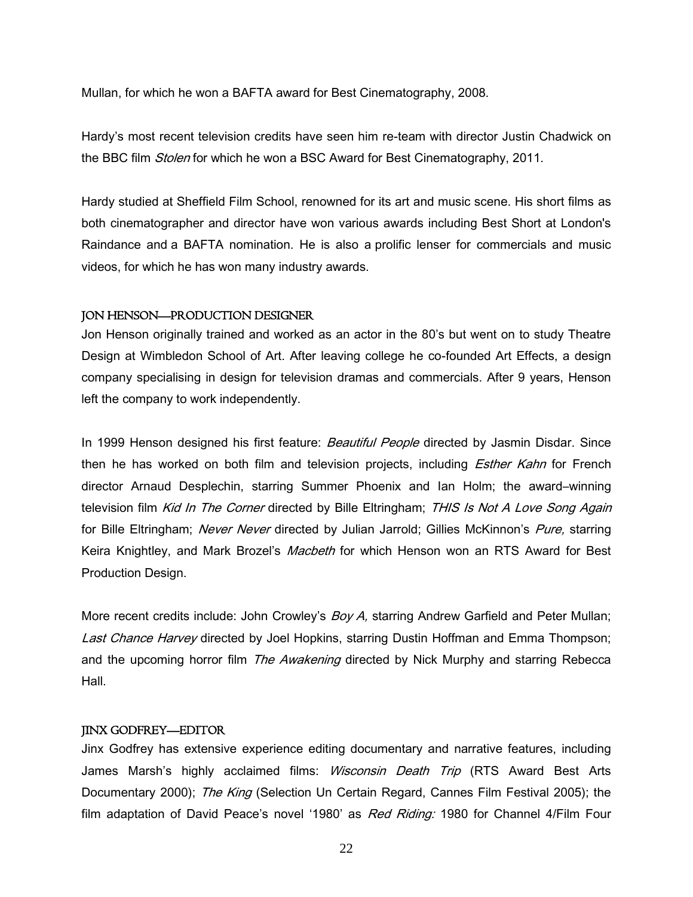Mullan, for which he won a BAFTA award for Best Cinematography, 2008.

Hardy's most recent television credits have seen him re-team with director Justin Chadwick on the BBC film *Stolen* for which he won a BSC Award for Best Cinematography, 2011.

Hardy studied at Sheffield Film School, renowned for its art and music scene. His short films as both cinematographer and director have won various awards including Best Short at London's Raindance and a BAFTA nomination. He is also a prolific lenser for commercials and music videos, for which he has won many industry awards.

## JON HENSON—PRODUCTION DESIGNER

Jon Henson originally trained and worked as an actor in the 80's but went on to study Theatre Design at Wimbledon School of Art. After leaving college he co-founded Art Effects, a design company specialising in design for television dramas and commercials. After 9 years, Henson left the company to work independently.

In 1999 Henson designed his first feature: *Beautiful People* directed by Jasmin Disdar. Since then he has worked on both film and television projects, including *Esther Kahn* for French director Arnaud Desplechin, starring Summer Phoenix and Ian Holm; the award–winning television film *Kid In The Corner* directed by Bille Eltringham; *THIS Is Not A Love Song Again* for Bille Eltringham; *Never Never* directed by Julian Jarrold; Gillies McKinnon's *Pure,* starring Keira Knightley, and Mark Brozel's *Macbeth* for which Henson won an RTS Award for Best Production Design.

More recent credits include: John Crowley's *Boy A,* starring Andrew Garfield and Peter Mullan; *Last Chance Harvey* directed by Joel Hopkins, starring Dustin Hoffman and Emma Thompson; and the upcoming horror film *The Awakening* directed by Nick Murphy and starring Rebecca Hall.

## JINX GODFREY—EDITOR

Jinx Godfrey has extensive experience editing documentary and narrative features, including James Marsh's highly acclaimed films: *Wisconsin Death Trip* (RTS Award Best Arts Documentary 2000); *The King* (Selection Un Certain Regard, Cannes Film Festival 2005); the film adaptation of David Peace's novel '1980' as *Red Riding:* 1980 for Channel 4/Film Four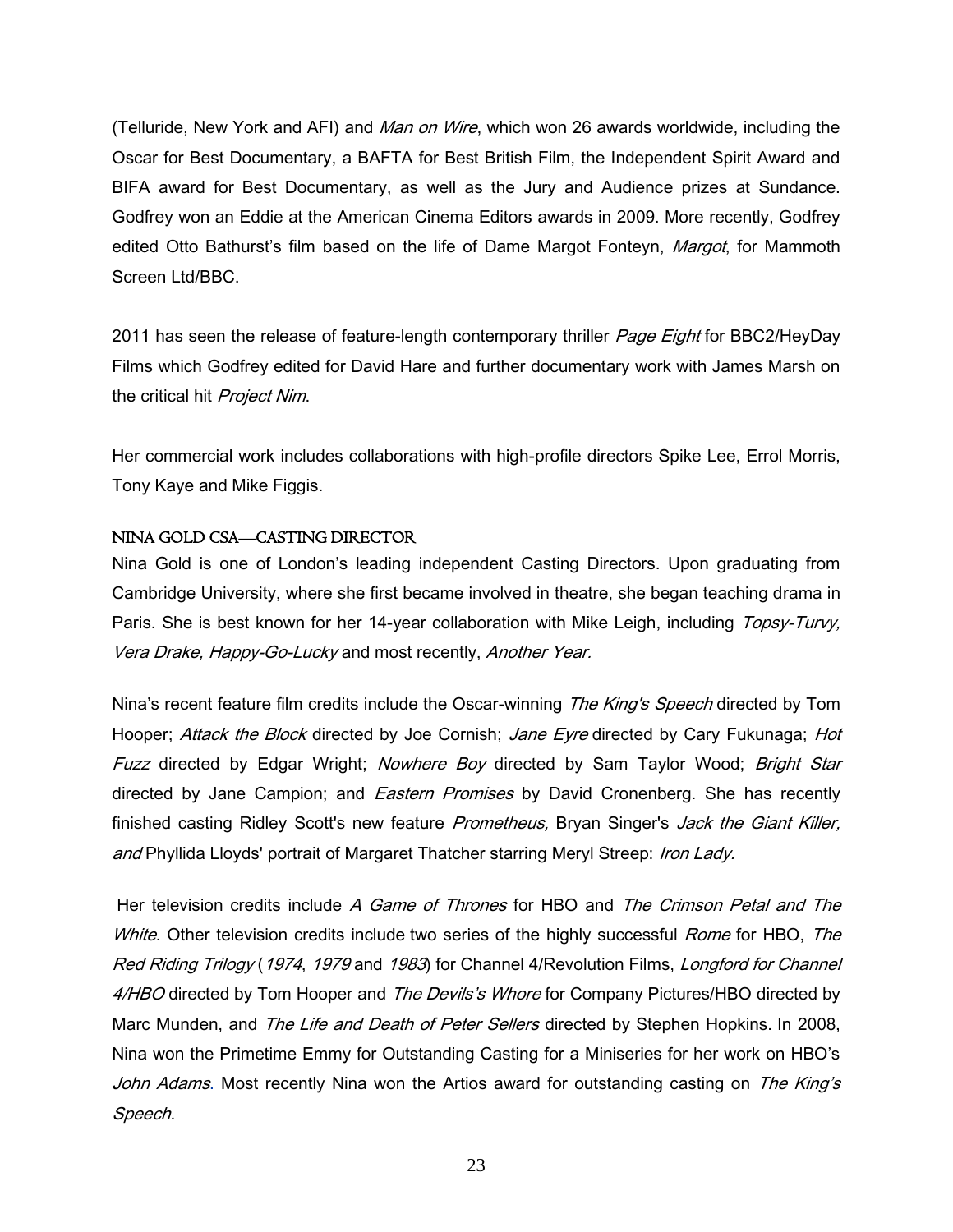(Telluride, New York and AFI) and *Man on Wire*, which won 26 awards worldwide, including the Oscar for Best Documentary, a BAFTA for Best British Film, the Independent Spirit Award and BIFA award for Best Documentary, as well as the Jury and Audience prizes at Sundance. Godfrey won an Eddie at the American Cinema Editors awards in 2009. More recently, Godfrey edited Otto Bathurst's film based on the life of Dame Margot Fonteyn, *Margot*, for Mammoth Screen Ltd/BBC.

2011 has seen the release of feature-length contemporary thriller *Page Eight* for BBC2/HeyDay Films which Godfrey edited for David Hare and further documentary work with James Marsh on the critical hit *Project Nim*.

Her commercial work includes collaborations with high-profile directors Spike Lee, Errol Morris, Tony Kaye and Mike Figgis.

### NINA GOLD CSA—CASTING DIRECTOR

Nina Gold is one of London's leading independent Casting Directors. Upon graduating from Cambridge University, where she first became involved in theatre, she began teaching drama in Paris. She is best known for her 14-year collaboration with Mike Leigh, including *Topsy-Turvy, Vera Drake, Happy-Go-Lucky* and most recently, *Another Year.*

Nina's recent feature film credits include the Oscar-winning *The King's Speech* directed by Tom Hooper; *Attack the Block* directed by Joe Cornish; *Jane Eyre* directed by Cary Fukunaga; *Hot Fuzz* directed by Edgar Wright; *Nowhere Boy* directed by Sam Taylor Wood; *Bright Star* directed by Jane Campion; and *Eastern Promises* by David Cronenberg. She has recently finished casting Ridley Scott's new feature *Prometheus,* Bryan Singer's *Jack the Giant Killer, and* Phyllida Lloyds' portrait of Margaret Thatcher starring Meryl Streep: *Iron Lady.*

Her television credits include *A Game of Thrones* for HBO and *The Crimson Petal and The White*. Other television credits include two series of the highly successful *Rome* for HBO, *The Red Riding Trilogy* (*1974*, *1979* and *1983*) for Channel 4/Revolution Films, *Longford for Channel 4/HBO* directed by Tom Hooper and *The Devils's Whore* for Company Pictures/HBO directed by Marc Munden, and *The Life and Death of Peter Sellers* directed by Stephen Hopkins. In 2008, Nina won the Primetime Emmy for Outstanding Casting for a Miniseries for her work on HBO's *John Adams*. Most recently Nina won the Artios award for outstanding casting on *The King's Speech.*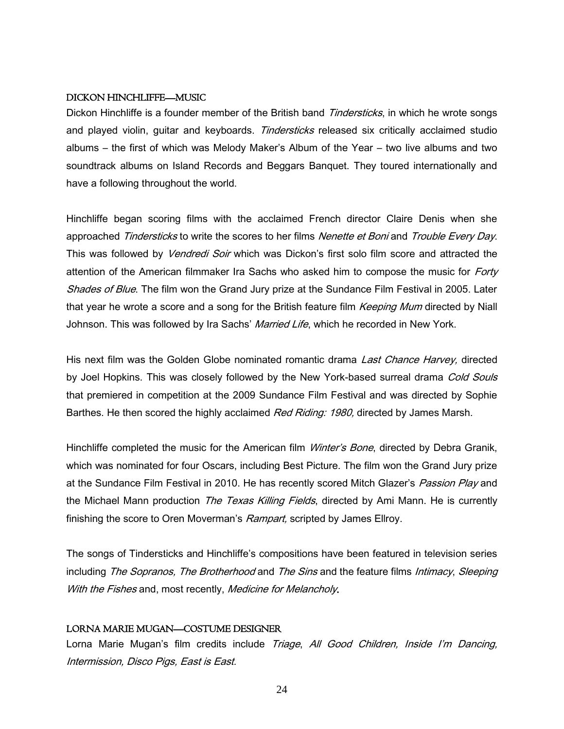## DICKON HINCHLIFFE—MUSIC

Dickon Hinchliffe is a founder member of the British band *Tindersticks*, in which he wrote songs and played violin, guitar and keyboards. *Tindersticks* released six critically acclaimed studio albums – the first of which was Melody Maker's Album of the Year – two live albums and two soundtrack albums on Island Records and Beggars Banquet. They toured internationally and have a following throughout the world.

Hinchliffe began scoring films with the acclaimed French director Claire Denis when she approached *Tindersticks* to write the scores to her films *Nenette et Boni* and *Trouble Every Day*. This was followed by *Vendredi Soir* which was Dickon's first solo film score and attracted the attention of the American filmmaker Ira Sachs who asked him to compose the music for *Forty Shades of Blue*. The film won the Grand Jury prize at the Sundance Film Festival in 2005. Later that year he wrote a score and a song for the British feature film *Keeping Mum* directed by Niall Johnson. This was followed by Ira Sachs' *Married Life*, which he recorded in New York.

His next film was the Golden Globe nominated romantic drama *Last Chance Harvey,* directed by Joel Hopkins. This was closely followed by the New York-based surreal drama *Cold Souls* that premiered in competition at the 2009 Sundance Film Festival and was directed by Sophie Barthes. He then scored the highly acclaimed *Red Riding: 1980,* directed by James Marsh.

Hinchliffe completed the music for the American film *Winter's Bone*, directed by Debra Granik, which was nominated for four Oscars, including Best Picture. The film won the Grand Jury prize at the Sundance Film Festival in 2010. He has recently scored Mitch Glazer's *Passion Play* and the Michael Mann production *The Texas Killing Fields*, directed by Ami Mann. He is currently finishing the score to Oren Moverman's *Rampart,* scripted by James Ellroy.

The songs of Tindersticks and Hinchliffe's compositions have been featured in television series including *The Sopranos, The Brotherhood* and *The Sins* and the feature films *Intimacy*, *Sleeping With the Fishes* and, most recently, *Medicine for Melancholy*.

## LORNA MARIE MUGAN—COSTUME DESIGNER

Lorna Marie Mugan's film credits include *Triage*, *All Good Children, Inside I'm Dancing, Intermission, Disco Pigs, East is East.*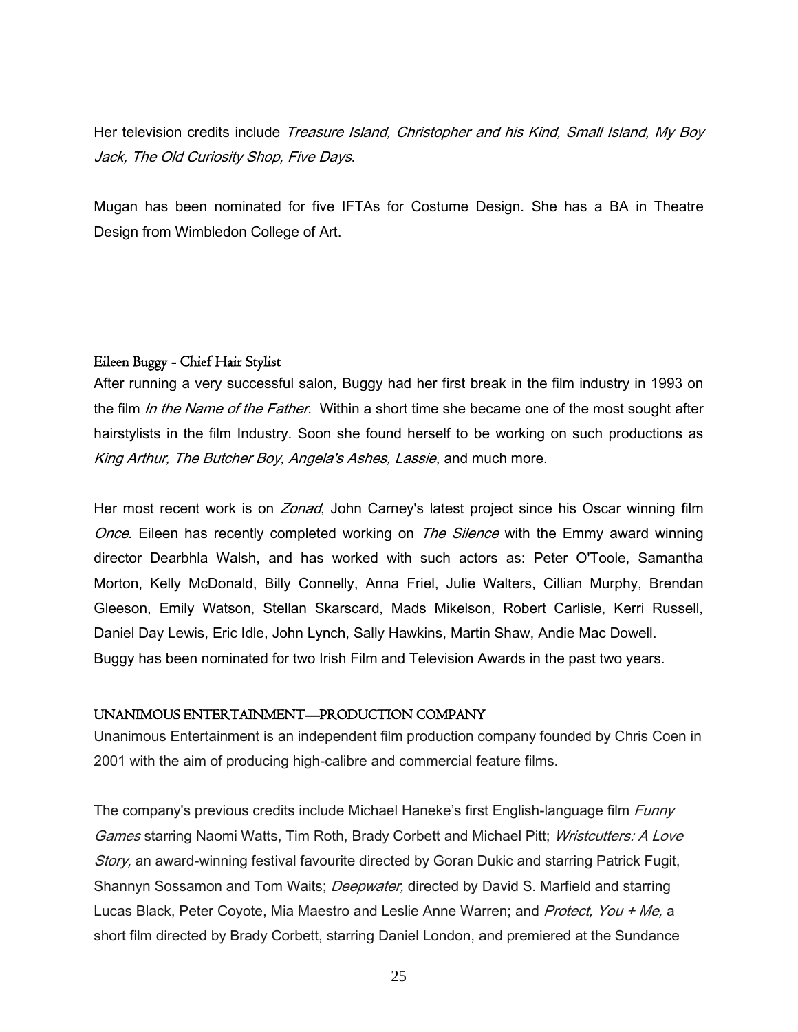Her television credits include *Treasure Island, Christopher and his Kind, Small Island, My Boy Jack, The Old Curiosity Shop, Five Days*.

Mugan has been nominated for five IFTAs for Costume Design. She has a BA in Theatre Design from Wimbledon College of Art.

### Eileen Buggy - Chief Hair Stylist

After running a very successful salon, Buggy had her first break in the film industry in 1993 on the film *In the Name of the Father*. Within a short time she became one of the most sought after hairstylists in the film Industry. Soon she found herself to be working on such productions as *King Arthur, The Butcher Boy, Angela's Ashes, Lassie*, and much more.

Her most recent work is on *Zonad*, John Carney's latest project since his Oscar winning film *Once*. Eileen has recently completed working on *The Silence* with the Emmy award winning director Dearbhla Walsh, and has worked with such actors as: Peter O'Toole, Samantha Morton, Kelly McDonald, Billy Connelly, Anna Friel, Julie Walters, Cillian Murphy, Brendan Gleeson, Emily Watson, Stellan Skarscard, Mads Mikelson, Robert Carlisle, Kerri Russell, Daniel Day Lewis, Eric Idle, John Lynch, Sally Hawkins, Martin Shaw, Andie Mac Dowell.
Buggy has been nominated for two Irish Film and Television Awards in the past two years.

### UNANIMOUS ENTERTAINMENT—PRODUCTION COMPANY

Unanimous Entertainment is an independent film production company founded by Chris Coen in 2001 with the aim of producing high-calibre and commercial feature films.

The company's previous credits include Michael Haneke's first English-language film *Funny Games* starring Naomi Watts, Tim Roth, Brady Corbett and Michael Pitt; *Wristcutters: A Love Story,* an award-winning festival favourite directed by Goran Dukic and starring Patrick Fugit, Shannyn Sossamon and Tom Waits; *Deepwater,* directed by David S. Marfield and starring Lucas Black, Peter Coyote, Mia Maestro and Leslie Anne Warren; and *Protect, You + Me,* a short film directed by Brady Corbett, starring Daniel London, and premiered at the Sundance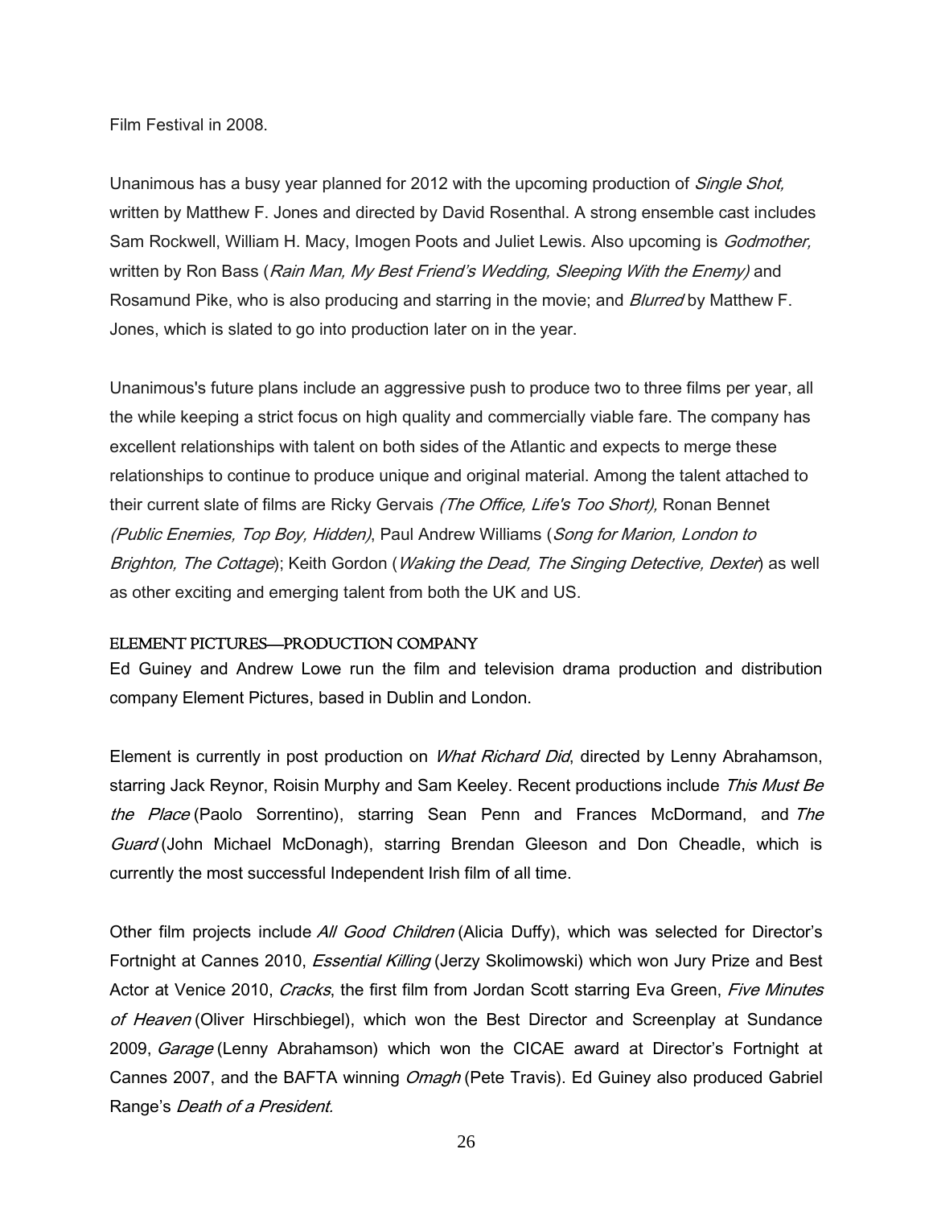Film Festival in 2008.

Unanimous has a busy year planned for 2012 with the upcoming production of *Single Shot,* written by Matthew F. Jones and directed by David Rosenthal. A strong ensemble cast includes Sam Rockwell, William H. Macy, Imogen Poots and Juliet Lewis. Also upcoming is *Godmother,* written by Ron Bass (*Rain Man, My Best Friend's Wedding, Sleeping With the Enemy)* and Rosamund Pike, who is also producing and starring in the movie; and *Blurred* by Matthew F. Jones, which is slated to go into production later on in the year.

Unanimous's future plans include an aggressive push to produce two to three films per year, all the while keeping a strict focus on high quality and commercially viable fare. The company has excellent relationships with talent on both sides of the Atlantic and expects to merge these relationships to continue to produce unique and original material. Among the talent attached to their current slate of films are Ricky Gervais *(The Office, Life's Too Short),* Ronan Bennet *(Public Enemies, Top Boy, Hidden)*, Paul Andrew Williams (*Song for Marion, London to Brighton, The Cottage*); Keith Gordon (*Waking the Dead, The Singing Detective, Dexter*) as well as other exciting and emerging talent from both the UK and US.

### ELEMENT PICTURES—PRODUCTION COMPANY

Ed Guiney and Andrew Lowe run the film and television drama production and distribution company Element Pictures, based in Dublin and London.

Element is currently in post production on *What Richard Did*, directed by Lenny Abrahamson, starring Jack Reynor, Roisin Murphy and Sam Keeley. Recent productions include *This Must Be the Place* (Paolo Sorrentino), starring Sean Penn and Frances McDormand, and *The Guard* (John Michael McDonagh), starring Brendan Gleeson and Don Cheadle, which is currently the most successful Independent Irish film of all time.

Other film projects include *All Good Children* (Alicia Duffy), which was selected for Director's Fortnight at Cannes 2010, *Essential Killing* (Jerzy Skolimowski) which won Jury Prize and Best Actor at Venice 2010, *Cracks*, the first film from Jordan Scott starring Eva Green, *Five Minutes of Heaven* (Oliver Hirschbiegel), which won the Best Director and Screenplay at Sundance 2009, *Garage* (Lenny Abrahamson) which won the CICAE award at Director's Fortnight at Cannes 2007, and the BAFTA winning *Omagh* (Pete Travis). Ed Guiney also produced Gabriel Range's *Death of a President.*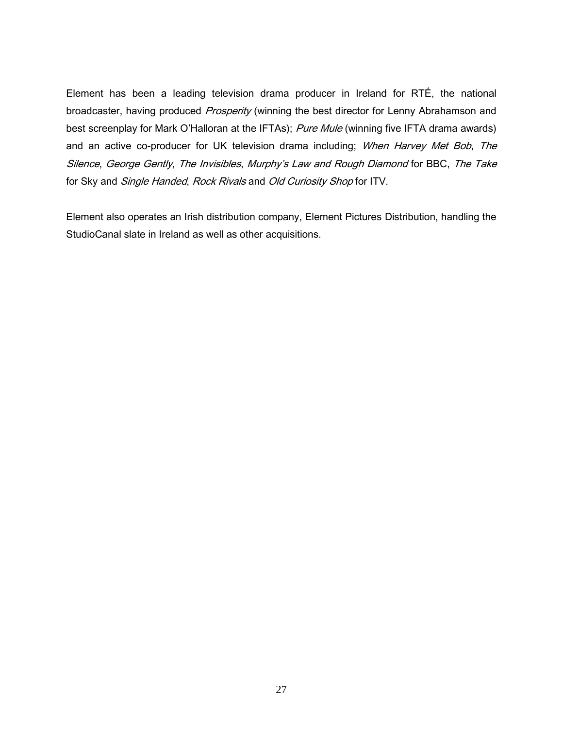Element has been a leading television drama producer in Ireland for RTÉ, the national broadcaster, having produced *Prosperity* (winning the best director for Lenny Abrahamson and best screenplay for Mark O'Halloran at the IFTAs); *Pure Mule* (winning five IFTA drama awards) and an active co-producer for UK television drama including; *When Harvey Met Bob*, *The Silence*, *George Gently*, *The Invisibles*, *Murphy's Law and Rough Diamond* for BBC, *The Take* for Sky and *Single Handed*, *Rock Rivals* and *Old Curiosity Shop* for ITV.

Element also operates an Irish distribution company, Element Pictures Distribution, handling the StudioCanal slate in Ireland as well as other acquisitions.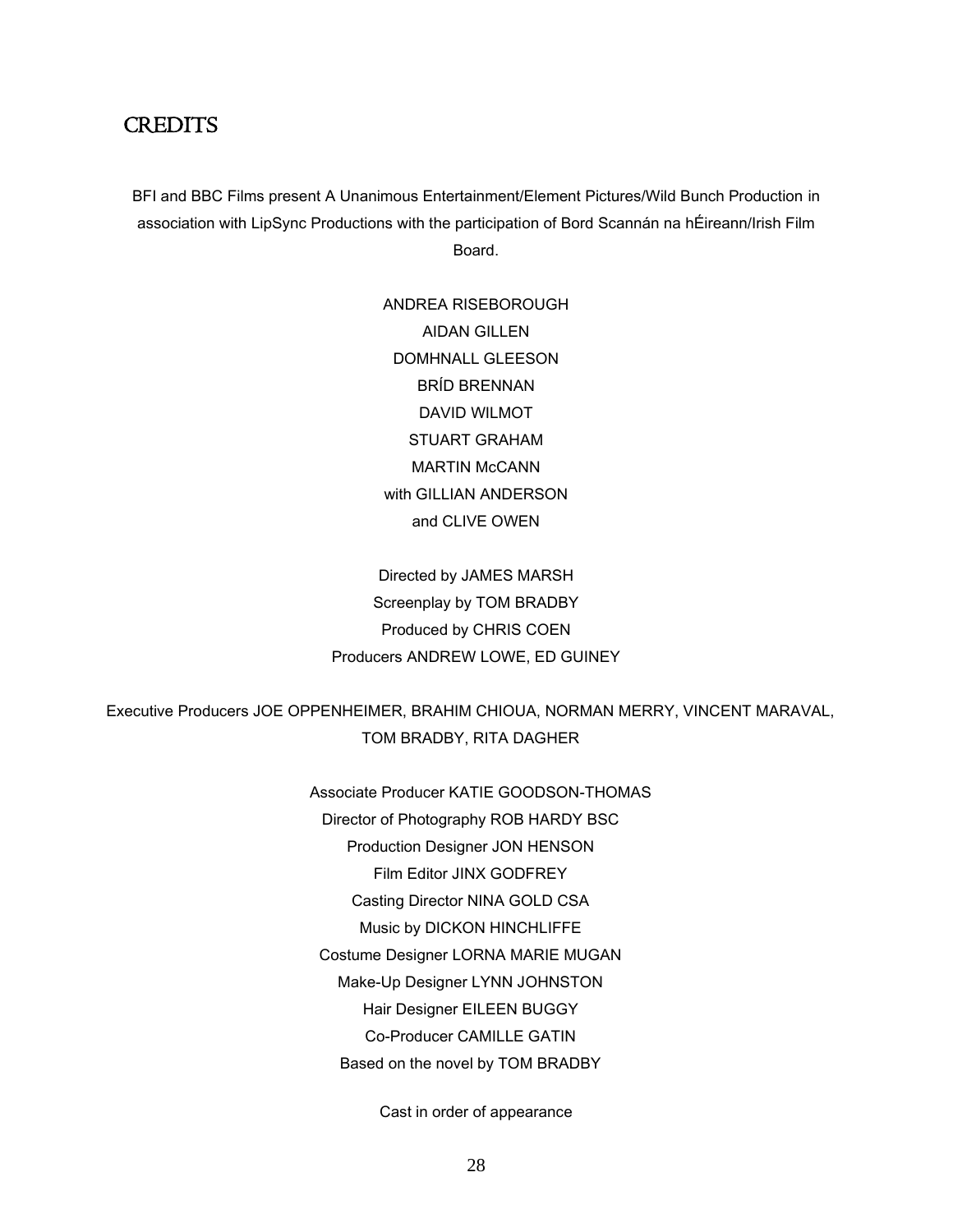# CREDITS

BFI and BBC Films present A Unanimous Entertainment/Element Pictures/Wild Bunch Production in association with LipSync Productions with the participation of Bord Scannán na hÉireann/Irish Film Board.

ANDREA RISEBOROUGH
AIDAN GILLEN
DOMHNALL GLEESON
BRÍD BRENNAN
DAVID WILMOT
STUART GRAHAM
MARTIN McCANN
with GILLIAN ANDERSON
and CLIVE OWEN

Directed by JAMES MARSH
Screenplay by TOM BRADBY
Produced by CHRIS COEN
Producers ANDREW LOWE, ED GUINEY

Executive Producers JOE OPPENHEIMER, BRAHIM CHIOUA, NORMAN MERRY, VINCENT MARAVAL, TOM BRADBY, RITA DAGHER

Associate Producer KATIE GOODSON-THOMAS
Director of Photography ROB HARDY BSC
Production Designer JON HENSON
Film Editor JINX GODFREY
Casting Director NINA GOLD CSA
Music by DICKON HINCHLIFFE
Costume Designer LORNA MARIE MUGAN
Make-Up Designer LYNN JOHNSTON
Hair Designer EILEEN BUGGY
Co-Producer CAMILLE GATIN
Based on the novel by TOM BRADBY

Cast in order of appearance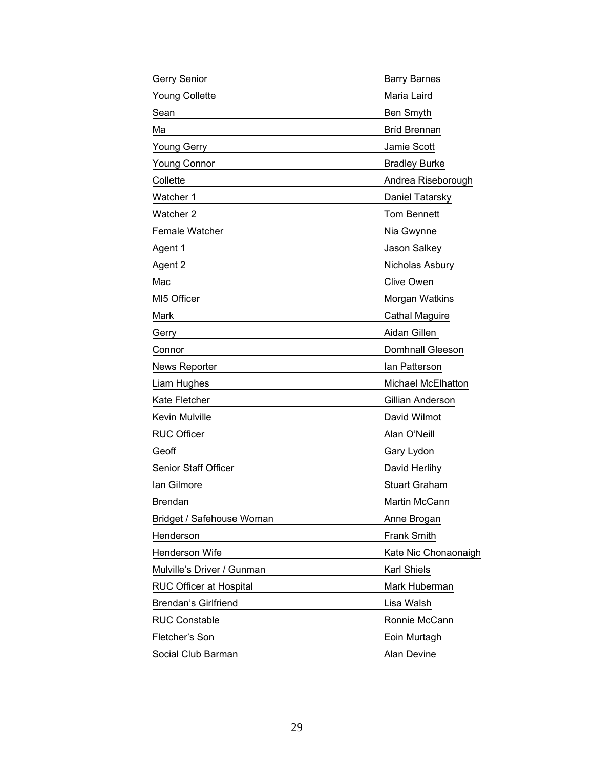| | |
|---|---|
| Gerry Senior | Barry Barnes |
| Young Collette | Maria Laird |
| Sean | Ben Smyth |
| Ma | Bríd Brennan |
| Young Gerry | Jamie Scott |
| Young Connor | Bradley Burke |
| Collette | Andrea Riseborough |
| Watcher 1 | Daniel Tatarsky |
| Watcher 2 | Tom Bennett |
| Female Watcher | Nia Gwynne |
| Agent 1 | Jason Salkey |
| Agent 2 | Nicholas Asbury |
| Mac | Clive Owen |
| MI5 Officer | Morgan Watkins |
| Mark | Cathal Maguire |
| Gerry | Aidan Gillen |
| Connor | Domhnall Gleeson |
| News Reporter | Ian Patterson |
| Liam Hughes | Michael McElhatton |
| Kate Fletcher | Gillian Anderson |
| Kevin Mulville | David Wilmot |
| RUC Officer | Alan O'Neill |
| Geoff | Gary Lydon |
| Senior Staff Officer | David Herlihy |
| Ian Gilmore | Stuart Graham |
| Brendan | Martin McCann |
| Bridget / Safehouse Woman | Anne Brogan |
| Henderson | Frank Smith |
| Henderson Wife | Kate Nic Chonaonaigh |
| Mulville's Driver / Gunman | Karl Shiels |
| RUC Officer at Hospital | Mark Huberman |
| Brendan's Girlfriend | Lisa Walsh |
| RUC Constable | Ronnie McCann |
| Fletcher's Son | Eoin Murtagh |
| Social Club Barman | Alan Devine |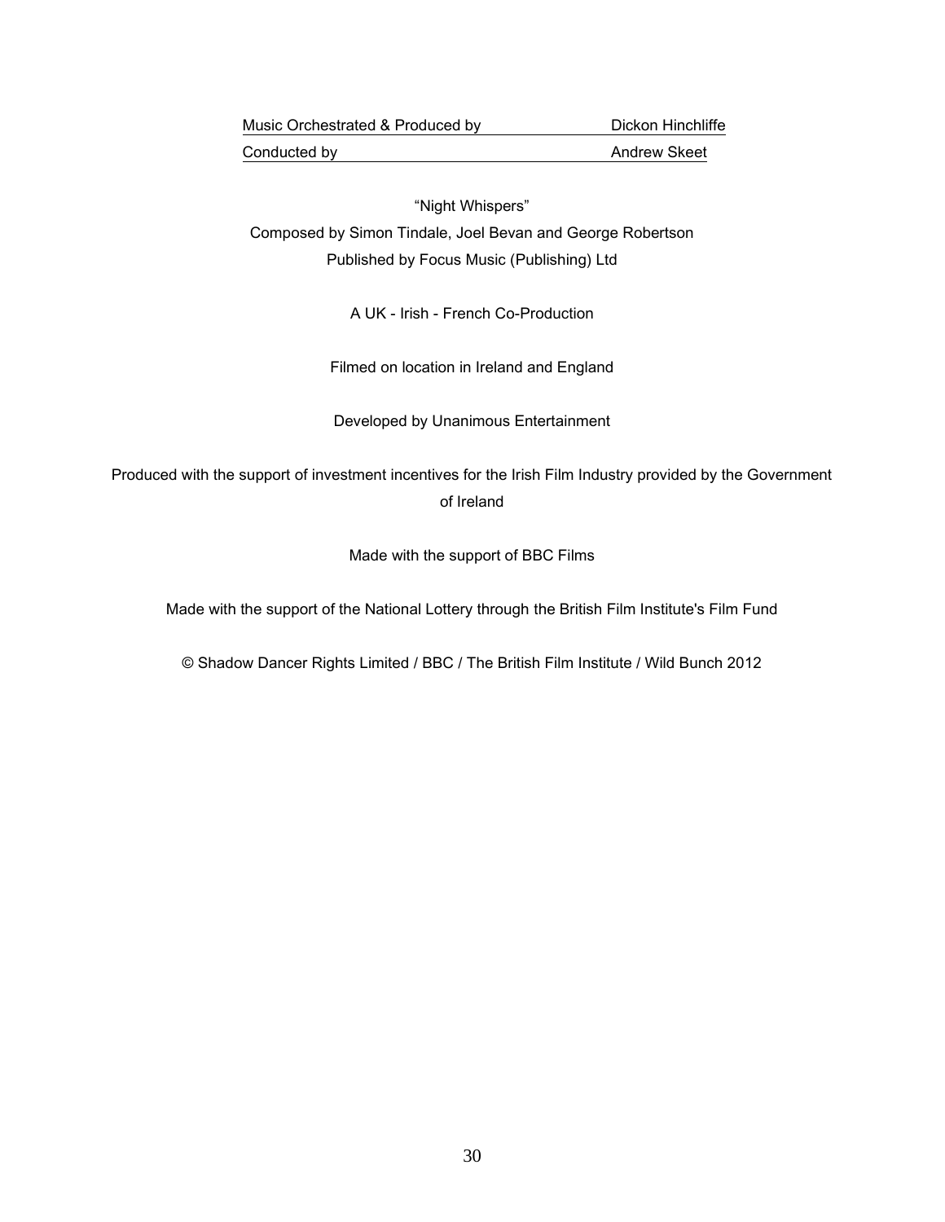| | |
|---|---|
| Music Orchestrated & Produced by | Dickon Hinchliffe |
| Conducted by | Andrew Skeet |

"Night Whispers"

Composed by Simon Tindale, Joel Bevan and George Robertson

Published by Focus Music (Publishing) Ltd

A UK - Irish - French Co-Production

Filmed on location in Ireland and England

Developed by Unanimous Entertainment

Produced with the support of investment incentives for the Irish Film Industry provided by the Government of Ireland

Made with the support of BBC Films

Made with the support of the National Lottery through the British Film Institute's Film Fund

© Shadow Dancer Rights Limited / BBC / The British Film Institute / Wild Bunch 2012